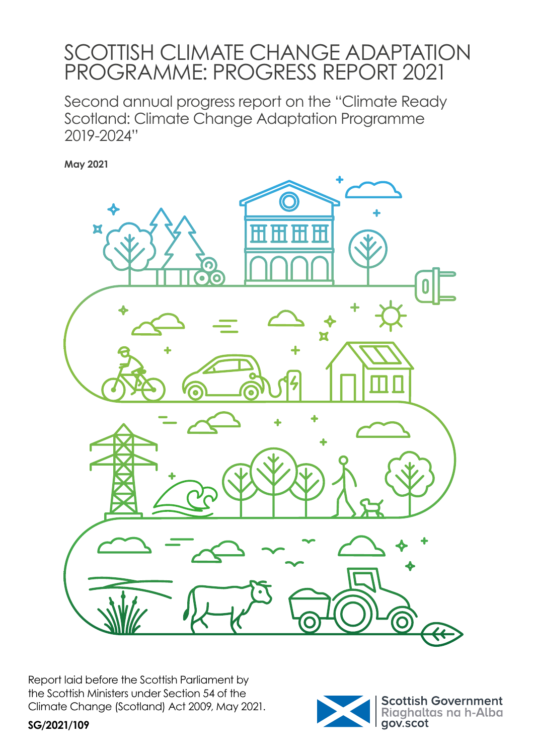# SCOTTISH CLIMATE CHANGE ADAPTATION PROGRAMME: PROGRESS REPORT 2021

## Second annual progress report on the "Climate Ready Scotland: Climate Change Adaptation Programme 2019-2024"

**May 2021**

Report laid before the Scottish Parliament by the Scottish Ministers under Section 54 of the Climate Change (Scotland) Act 2009, May 2021.

**SG/2021/109**

Scottish Government
Riaghaltas na h-Alba
gov.scot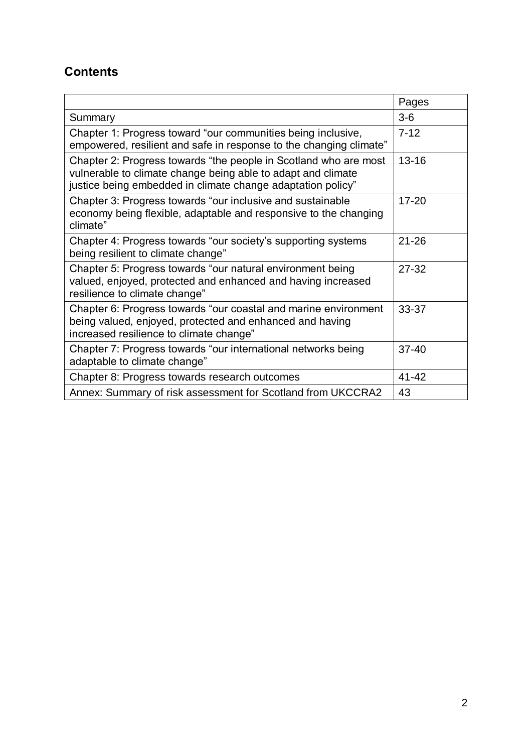## Contents

| | Pages |
|---|---|
| Summary | 3-6 |
| Chapter 1: Progress toward "our communities being inclusive, empowered, resilient and safe in response to the changing climate" | 7-12 |
| Chapter 2: Progress towards "the people in Scotland who are most vulnerable to climate change being able to adapt and climate justice being embedded in climate change adaptation policy" | 13-16 |
| Chapter 3: Progress towards "our inclusive and sustainable economy being flexible, adaptable and responsive to the changing climate" | 17-20 |
| Chapter 4: Progress towards "our society's supporting systems being resilient to climate change" | 21-26 |
| Chapter 5: Progress towards "our natural environment being valued, enjoyed, protected and enhanced and having increased resilience to climate change" | 27-32 |
| Chapter 6: Progress towards "our coastal and marine environment being valued, enjoyed, protected and enhanced and having increased resilience to climate change" | 33-37 |
| Chapter 7: Progress towards "our international networks being adaptable to climate change" | 37-40 |
| Chapter 8: Progress towards research outcomes | 41-42 |
| Annex: Summary of risk assessment for Scotland from UKCCRA2 | 43 |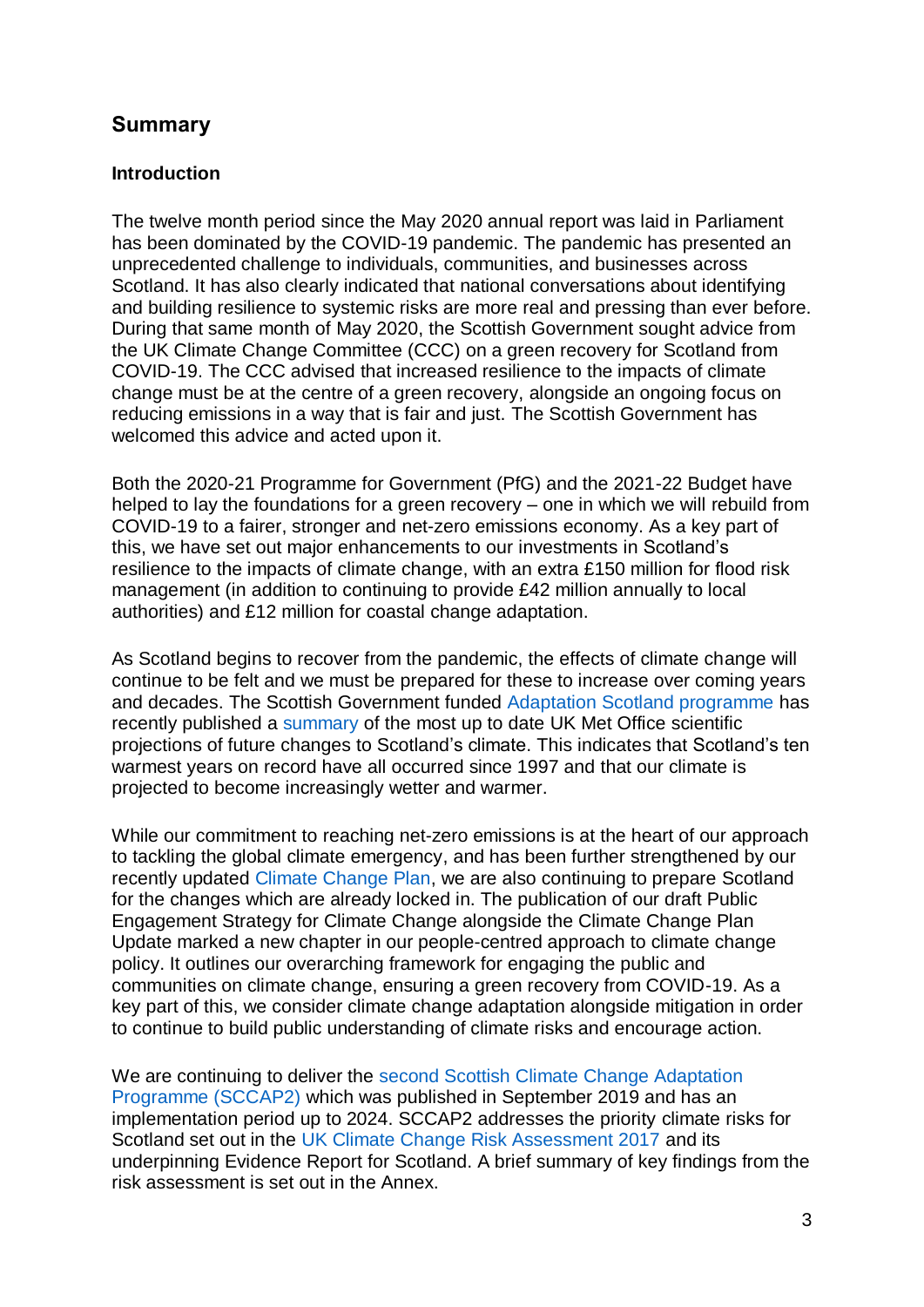## Summary

### Introduction

The twelve month period since the May 2020 annual report was laid in Parliament has been dominated by the COVID-19 pandemic. The pandemic has presented an unprecedented challenge to individuals, communities, and businesses across Scotland. It has also clearly indicated that national conversations about identifying and building resilience to systemic risks are more real and pressing than ever before. During that same month of May 2020, the Scottish Government sought advice from the UK Climate Change Committee (CCC) on a green recovery for Scotland from COVID-19. The CCC advised that increased resilience to the impacts of climate change must be at the centre of a green recovery, alongside an ongoing focus on reducing emissions in a way that is fair and just. The Scottish Government has welcomed this advice and acted upon it.

Both the 2020-21 Programme for Government (PfG) and the 2021-22 Budget have helped to lay the foundations for a green recovery – one in which we will rebuild from COVID-19 to a fairer, stronger and net-zero emissions economy. As a key part of this, we have set out major enhancements to our investments in Scotland's resilience to the impacts of climate change, with an extra £150 million for flood risk management (in addition to continuing to provide £42 million annually to local authorities) and £12 million for coastal change adaptation.

As Scotland begins to recover from the pandemic, the effects of climate change will continue to be felt and we must be prepared for these to increase over coming years and decades. The Scottish Government funded Adaptation Scotland programme has recently published a summary of the most up to date UK Met Office scientific projections of future changes to Scotland's climate. This indicates that Scotland's ten warmest years on record have all occurred since 1997 and that our climate is projected to become increasingly wetter and warmer.

While our commitment to reaching net-zero emissions is at the heart of our approach to tackling the global climate emergency, and has been further strengthened by our recently updated Climate Change Plan, we are also continuing to prepare Scotland for the changes which are already locked in. The publication of our draft Public Engagement Strategy for Climate Change alongside the Climate Change Plan Update marked a new chapter in our people-centred approach to climate change policy. It outlines our overarching framework for engaging the public and communities on climate change, ensuring a green recovery from COVID-19. As a key part of this, we consider climate change adaptation alongside mitigation in order to continue to build public understanding of climate risks and encourage action.

We are continuing to deliver the second Scottish Climate Change Adaptation Programme (SCCAP2) which was published in September 2019 and has an implementation period up to 2024. SCCAP2 addresses the priority climate risks for Scotland set out in the UK Climate Change Risk Assessment 2017 and its underpinning Evidence Report for Scotland. A brief summary of key findings from the risk assessment is set out in the Annex.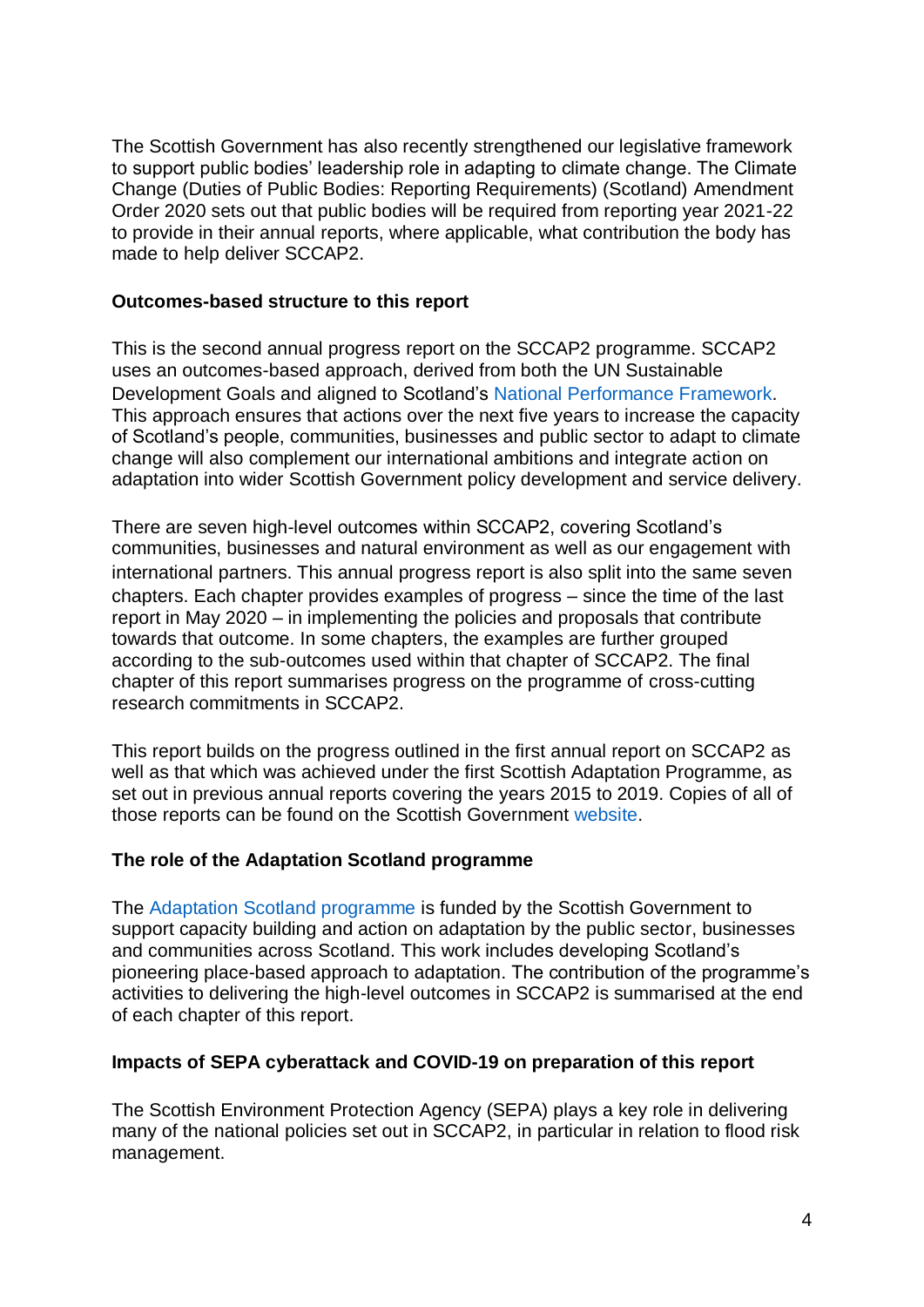The Scottish Government has also recently strengthened our legislative framework to support public bodies' leadership role in adapting to climate change. The Climate Change (Duties of Public Bodies: Reporting Requirements) (Scotland) Amendment Order 2020 sets out that public bodies will be required from reporting year 2021-22 to provide in their annual reports, where applicable, what contribution the body has made to help deliver SCCAP2.

### Outcomes-based structure to this report

This is the second annual progress report on the SCCAP2 programme. SCCAP2 uses an outcomes-based approach, derived from both the UN Sustainable Development Goals and aligned to Scotland's National Performance Framework. This approach ensures that actions over the next five years to increase the capacity of Scotland's people, communities, businesses and public sector to adapt to climate change will also complement our international ambitions and integrate action on adaptation into wider Scottish Government policy development and service delivery.

There are seven high-level outcomes within SCCAP2, covering Scotland's communities, businesses and natural environment as well as our engagement with international partners. This annual progress report is also split into the same seven chapters. Each chapter provides examples of progress – since the time of the last report in May 2020 – in implementing the policies and proposals that contribute towards that outcome. In some chapters, the examples are further grouped according to the sub-outcomes used within that chapter of SCCAP2. The final chapter of this report summarises progress on the programme of cross-cutting research commitments in SCCAP2.

This report builds on the progress outlined in the first annual report on SCCAP2 as well as that which was achieved under the first Scottish Adaptation Programme, as set out in previous annual reports covering the years 2015 to 2019. Copies of all of those reports can be found on the Scottish Government website.

### The role of the Adaptation Scotland programme

The Adaptation Scotland programme is funded by the Scottish Government to support capacity building and action on adaptation by the public sector, businesses and communities across Scotland. This work includes developing Scotland's pioneering place-based approach to adaptation. The contribution of the programme's activities to delivering the high-level outcomes in SCCAP2 is summarised at the end of each chapter of this report.

### Impacts of SEPA cyberattack and COVID-19 on preparation of this report

The Scottish Environment Protection Agency (SEPA) plays a key role in delivering many of the national policies set out in SCCAP2, in particular in relation to flood risk management.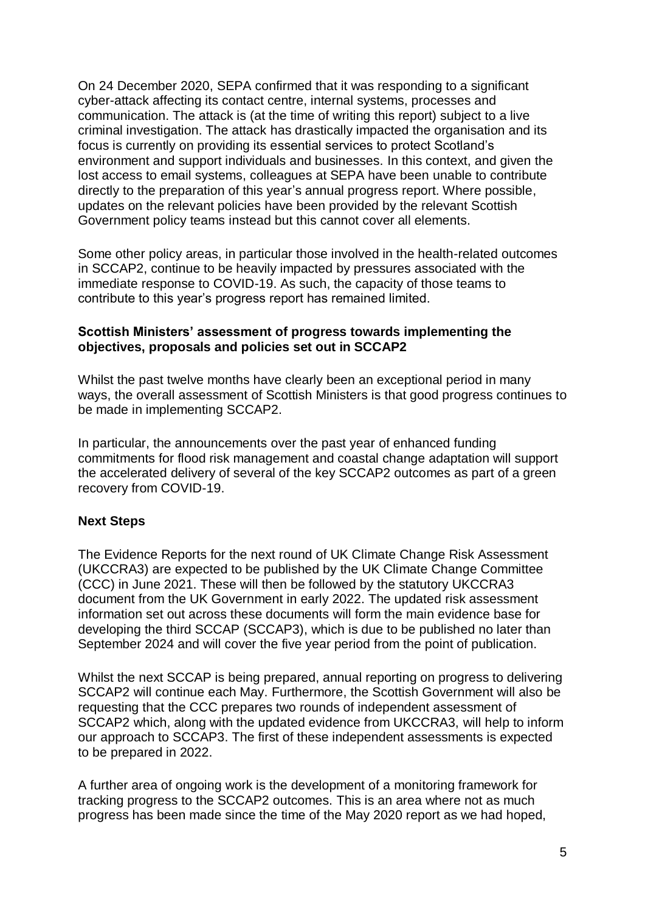On 24 December 2020, SEPA confirmed that it was responding to a significant cyber-attack affecting its contact centre, internal systems, processes and communication. The attack is (at the time of writing this report) subject to a live criminal investigation. The attack has drastically impacted the organisation and its focus is currently on providing its essential services to protect Scotland's environment and support individuals and businesses. In this context, and given the lost access to email systems, colleagues at SEPA have been unable to contribute directly to the preparation of this year's annual progress report. Where possible, updates on the relevant policies have been provided by the relevant Scottish Government policy teams instead but this cannot cover all elements.

Some other policy areas, in particular those involved in the health-related outcomes in SCCAP2, continue to be heavily impacted by pressures associated with the immediate response to COVID-19. As such, the capacity of those teams to contribute to this year's progress report has remained limited.

**Scottish Ministers' assessment of progress towards implementing the objectives, proposals and policies set out in SCCAP2**

Whilst the past twelve months have clearly been an exceptional period in many ways, the overall assessment of Scottish Ministers is that good progress continues to be made in implementing SCCAP2.

In particular, the announcements over the past year of enhanced funding commitments for flood risk management and coastal change adaptation will support the accelerated delivery of several of the key SCCAP2 outcomes as part of a green recovery from COVID-19.

**Next Steps**

The Evidence Reports for the next round of UK Climate Change Risk Assessment (UKCCRA3) are expected to be published by the UK Climate Change Committee (CCC) in June 2021. These will then be followed by the statutory UKCCRA3 document from the UK Government in early 2022. The updated risk assessment information set out across these documents will form the main evidence base for developing the third SCCAP (SCCAP3), which is due to be published no later than September 2024 and will cover the five year period from the point of publication.

Whilst the next SCCAP is being prepared, annual reporting on progress to delivering SCCAP2 will continue each May. Furthermore, the Scottish Government will also be requesting that the CCC prepares two rounds of independent assessment of SCCAP2 which, along with the updated evidence from UKCCRA3, will help to inform our approach to SCCAP3. The first of these independent assessments is expected to be prepared in 2022.

A further area of ongoing work is the development of a monitoring framework for tracking progress to the SCCAP2 outcomes. This is an area where not as much progress has been made since the time of the May 2020 report as we had hoped,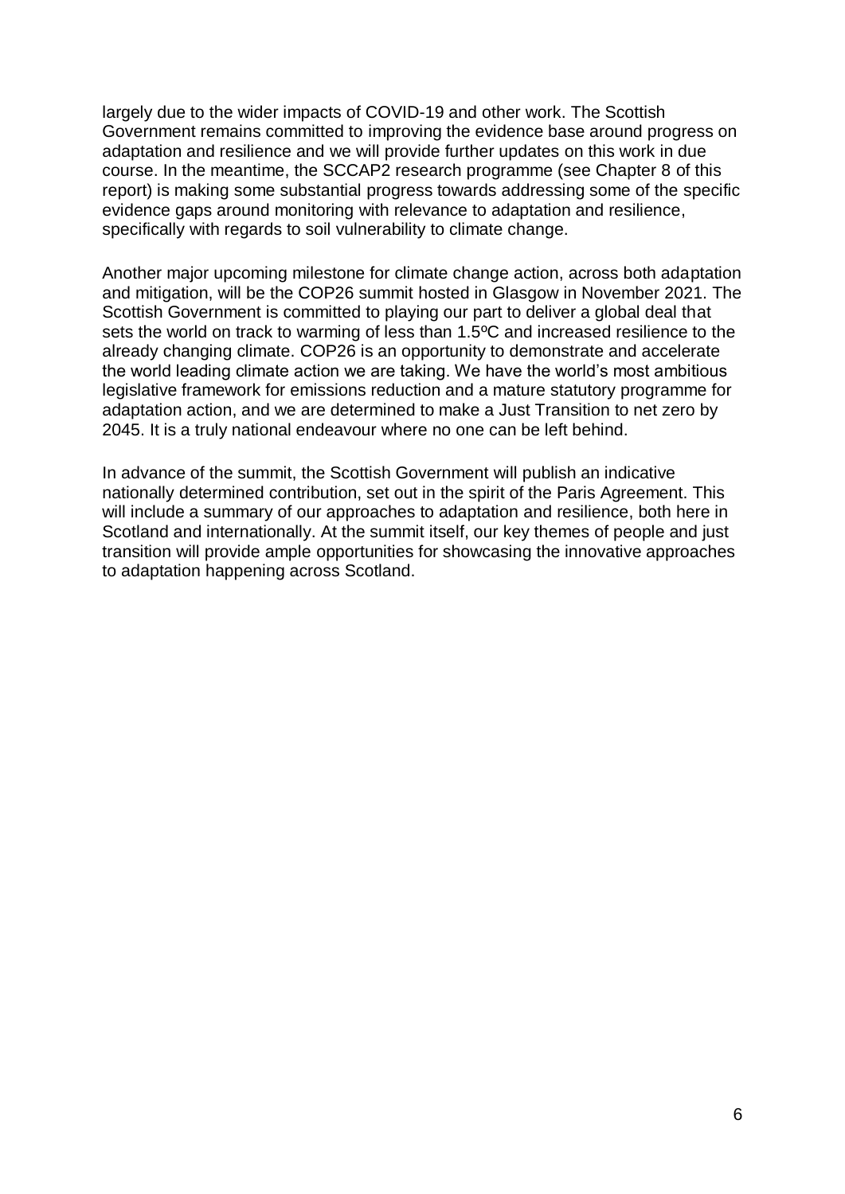largely due to the wider impacts of COVID-19 and other work. The Scottish Government remains committed to improving the evidence base around progress on adaptation and resilience and we will provide further updates on this work in due course. In the meantime, the SCCAP2 research programme (see Chapter 8 of this report) is making some substantial progress towards addressing some of the specific evidence gaps around monitoring with relevance to adaptation and resilience, specifically with regards to soil vulnerability to climate change.

Another major upcoming milestone for climate change action, across both adaptation and mitigation, will be the COP26 summit hosted in Glasgow in November 2021. The Scottish Government is committed to playing our part to deliver a global deal that sets the world on track to warming of less than 1.5ºC and increased resilience to the already changing climate. COP26 is an opportunity to demonstrate and accelerate the world leading climate action we are taking. We have the world's most ambitious legislative framework for emissions reduction and a mature statutory programme for adaptation action, and we are determined to make a Just Transition to net zero by 2045. It is a truly national endeavour where no one can be left behind.

In advance of the summit, the Scottish Government will publish an indicative nationally determined contribution, set out in the spirit of the Paris Agreement. This will include a summary of our approaches to adaptation and resilience, both here in Scotland and internationally. At the summit itself, our key themes of people and just transition will provide ample opportunities for showcasing the innovative approaches to adaptation happening across Scotland.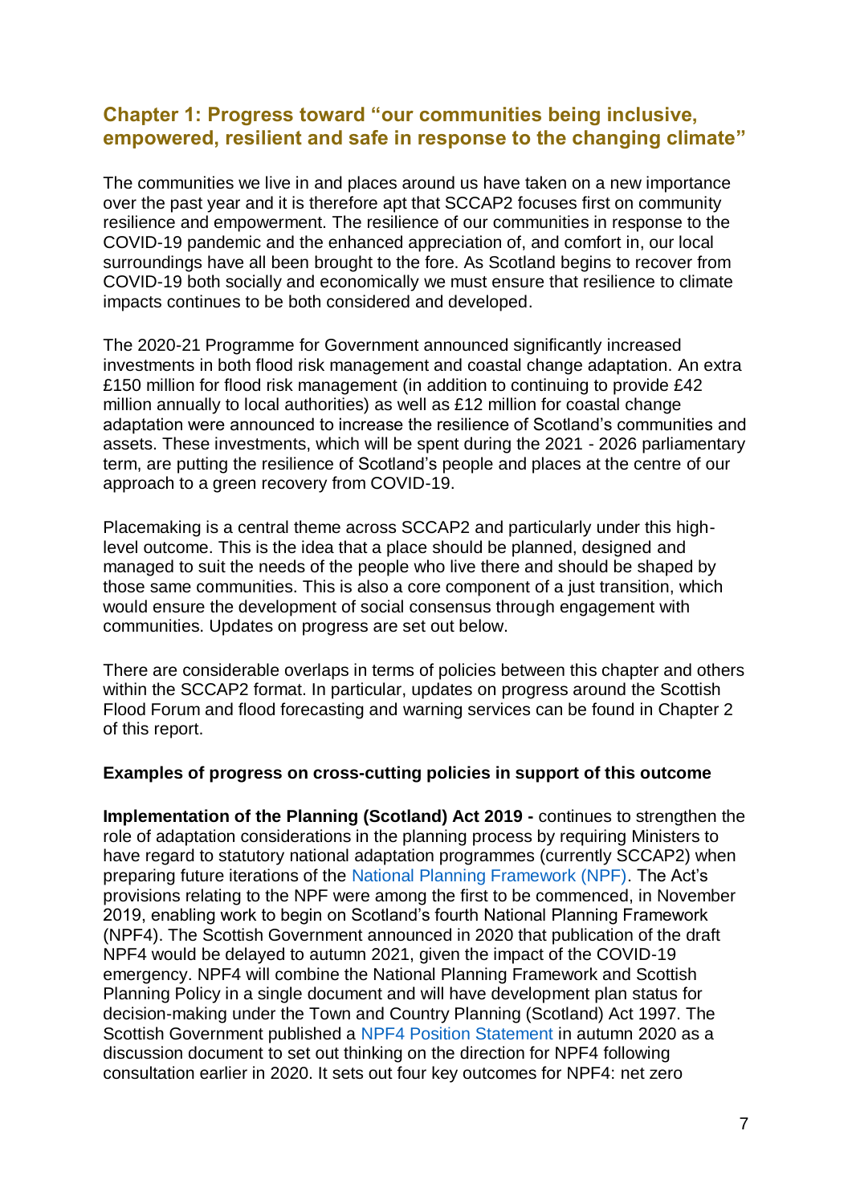## Chapter 1: Progress toward "our communities being inclusive, empowered, resilient and safe in response to the changing climate"

The communities we live in and places around us have taken on a new importance over the past year and it is therefore apt that SCCAP2 focuses first on community resilience and empowerment. The resilience of our communities in response to the COVID-19 pandemic and the enhanced appreciation of, and comfort in, our local surroundings have all been brought to the fore. As Scotland begins to recover from COVID-19 both socially and economically we must ensure that resilience to climate impacts continues to be both considered and developed.

The 2020-21 Programme for Government announced significantly increased investments in both flood risk management and coastal change adaptation. An extra £150 million for flood risk management (in addition to continuing to provide £42 million annually to local authorities) as well as £12 million for coastal change adaptation were announced to increase the resilience of Scotland's communities and assets. These investments, which will be spent during the 2021 - 2026 parliamentary term, are putting the resilience of Scotland's people and places at the centre of our approach to a green recovery from COVID-19.

Placemaking is a central theme across SCCAP2 and particularly under this high-level outcome. This is the idea that a place should be planned, designed and managed to suit the needs of the people who live there and should be shaped by those same communities. This is also a core component of a just transition, which would ensure the development of social consensus through engagement with communities. Updates on progress are set out below.

There are considerable overlaps in terms of policies between this chapter and others within the SCCAP2 format. In particular, updates on progress around the Scottish Flood Forum and flood forecasting and warning services can be found in Chapter 2 of this report.

**Examples of progress on cross-cutting policies in support of this outcome**

**Implementation of the Planning (Scotland) Act 2019 -** continues to strengthen the role of adaptation considerations in the planning process by requiring Ministers to have regard to statutory national adaptation programmes (currently SCCAP2) when preparing future iterations of the National Planning Framework (NPF). The Act's provisions relating to the NPF were among the first to be commenced, in November 2019, enabling work to begin on Scotland's fourth National Planning Framework (NPF4). The Scottish Government announced in 2020 that publication of the draft NPF4 would be delayed to autumn 2021, given the impact of the COVID-19 emergency. NPF4 will combine the National Planning Framework and Scottish Planning Policy in a single document and will have development plan status for decision-making under the Town and Country Planning (Scotland) Act 1997. The Scottish Government published a NPF4 Position Statement in autumn 2020 as a discussion document to set out thinking on the direction for NPF4 following consultation earlier in 2020. It sets out four key outcomes for NPF4: net zero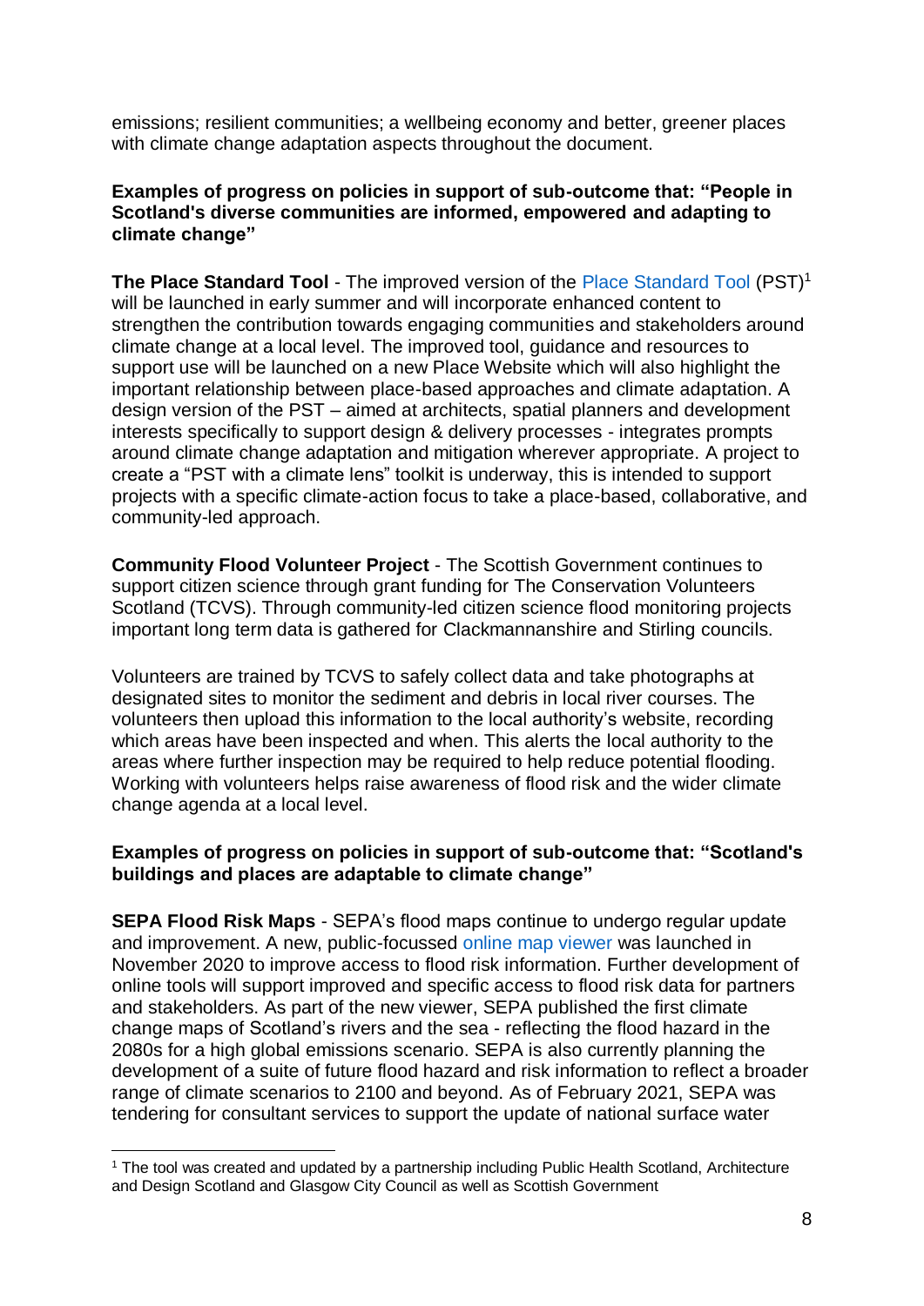emissions; resilient communities; a wellbeing economy and better, greener places with climate change adaptation aspects throughout the document.

**Examples of progress on policies in support of sub-outcome that: "People in Scotland's diverse communities are informed, empowered and adapting to climate change"**

**The Place Standard Tool** - The improved version of the Place Standard Tool (PST)[1] will be launched in early summer and will incorporate enhanced content to strengthen the contribution towards engaging communities and stakeholders around climate change at a local level. The improved tool, guidance and resources to support use will be launched on a new Place Website which will also highlight the important relationship between place-based approaches and climate adaptation. A design version of the PST – aimed at architects, spatial planners and development interests specifically to support design & delivery processes - integrates prompts around climate change adaptation and mitigation wherever appropriate. A project to create a "PST with a climate lens" toolkit is underway, this is intended to support projects with a specific climate-action focus to take a place-based, collaborative, and community-led approach.

**Community Flood Volunteer Project** - The Scottish Government continues to support citizen science through grant funding for The Conservation Volunteers Scotland (TCVS). Through community-led citizen science flood monitoring projects important long term data is gathered for Clackmannanshire and Stirling councils.

Volunteers are trained by TCVS to safely collect data and take photographs at designated sites to monitor the sediment and debris in local river courses. The volunteers then upload this information to the local authority's website, recording which areas have been inspected and when. This alerts the local authority to the areas where further inspection may be required to help reduce potential flooding. Working with volunteers helps raise awareness of flood risk and the wider climate change agenda at a local level.

**Examples of progress on policies in support of sub-outcome that: "Scotland's buildings and places are adaptable to climate change"**

**SEPA Flood Risk Maps** - SEPA's flood maps continue to undergo regular update and improvement. A new, public-focussed online map viewer was launched in November 2020 to improve access to flood risk information. Further development of online tools will support improved and specific access to flood risk data for partners and stakeholders. As part of the new viewer, SEPA published the first climate change maps of Scotland's rivers and the sea - reflecting the flood hazard in the 2080s for a high global emissions scenario. SEPA is also currently planning the development of a suite of future flood hazard and risk information to reflect a broader range of climate scenarios to 2100 and beyond. As of February 2021, SEPA was tendering for consultant services to support the update of national surface water

[1] The tool was created and updated by a partnership including Public Health Scotland, Architecture and Design Scotland and Glasgow City Council as well as Scottish Government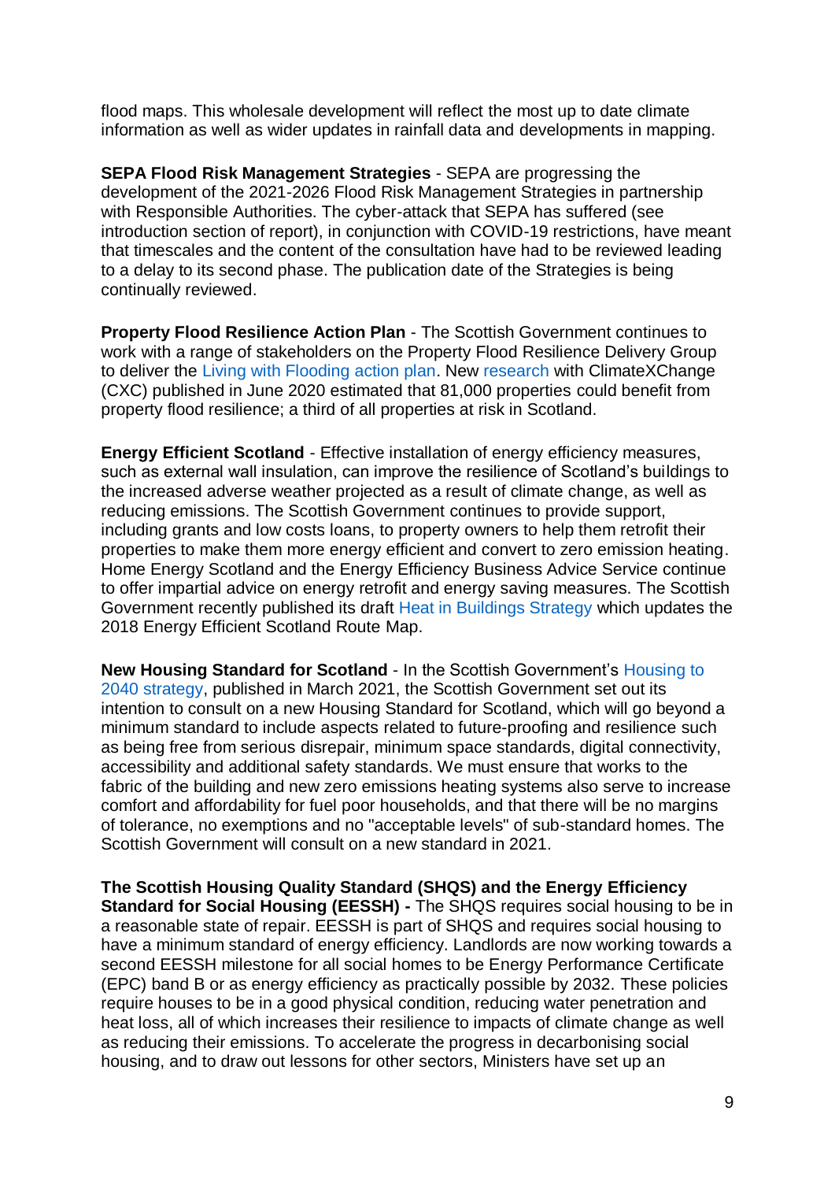flood maps. This wholesale development will reflect the most up to date climate information as well as wider updates in rainfall data and developments in mapping.

**SEPA Flood Risk Management Strategies** - SEPA are progressing the development of the 2021-2026 Flood Risk Management Strategies in partnership with Responsible Authorities. The cyber-attack that SEPA has suffered (see introduction section of report), in conjunction with COVID-19 restrictions, have meant that timescales and the content of the consultation have had to be reviewed leading to a delay to its second phase. The publication date of the Strategies is being continually reviewed.

**Property Flood Resilience Action Plan** - The Scottish Government continues to work with a range of stakeholders on the Property Flood Resilience Delivery Group to deliver the Living with Flooding action plan. New research with ClimateXChange (CXC) published in June 2020 estimated that 81,000 properties could benefit from property flood resilience; a third of all properties at risk in Scotland.

**Energy Efficient Scotland** - Effective installation of energy efficiency measures, such as external wall insulation, can improve the resilience of Scotland's buildings to the increased adverse weather projected as a result of climate change, as well as reducing emissions. The Scottish Government continues to provide support, including grants and low costs loans, to property owners to help them retrofit their properties to make them more energy efficient and convert to zero emission heating. Home Energy Scotland and the Energy Efficiency Business Advice Service continue to offer impartial advice on energy retrofit and energy saving measures. The Scottish Government recently published its draft Heat in Buildings Strategy which updates the 2018 Energy Efficient Scotland Route Map.

**New Housing Standard for Scotland** - In the Scottish Government's Housing to 2040 strategy, published in March 2021, the Scottish Government set out its intention to consult on a new Housing Standard for Scotland, which will go beyond a minimum standard to include aspects related to future-proofing and resilience such as being free from serious disrepair, minimum space standards, digital connectivity, accessibility and additional safety standards. We must ensure that works to the fabric of the building and new zero emissions heating systems also serve to increase comfort and affordability for fuel poor households, and that there will be no margins of tolerance, no exemptions and no "acceptable levels" of sub-standard homes. The Scottish Government will consult on a new standard in 2021.

**The Scottish Housing Quality Standard (SHQS) and the Energy Efficiency Standard for Social Housing (EESSH) -** The SHQS requires social housing to be in a reasonable state of repair. EESSH is part of SHQS and requires social housing to have a minimum standard of energy efficiency. Landlords are now working towards a second EESSH milestone for all social homes to be Energy Performance Certificate (EPC) band B or as energy efficiency as practically possible by 2032. These policies require houses to be in a good physical condition, reducing water penetration and heat loss, all of which increases their resilience to impacts of climate change as well as reducing their emissions. To accelerate the progress in decarbonising social housing, and to draw out lessons for other sectors, Ministers have set up an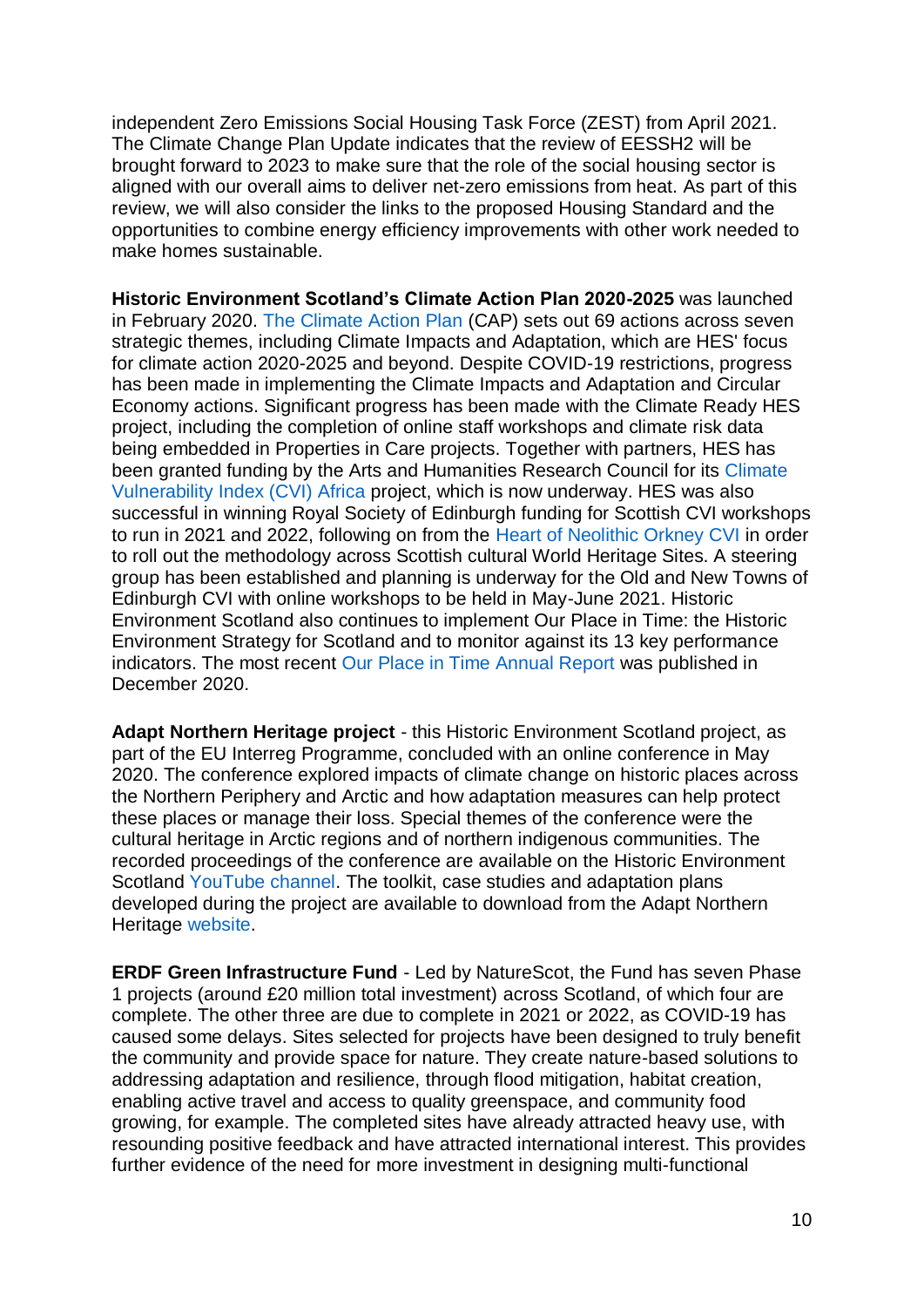independent Zero Emissions Social Housing Task Force (ZEST) from April 2021. The Climate Change Plan Update indicates that the review of EESSH2 will be brought forward to 2023 to make sure that the role of the social housing sector is aligned with our overall aims to deliver net-zero emissions from heat. As part of this review, we will also consider the links to the proposed Housing Standard and the opportunities to combine energy efficiency improvements with other work needed to make homes sustainable.

**Historic Environment Scotland's Climate Action Plan 2020-2025** was launched in February 2020. The Climate Action Plan (CAP) sets out 69 actions across seven strategic themes, including Climate Impacts and Adaptation, which are HES' focus for climate action 2020-2025 and beyond. Despite COVID-19 restrictions, progress has been made in implementing the Climate Impacts and Adaptation and Circular Economy actions. Significant progress has been made with the Climate Ready HES project, including the completion of online staff workshops and climate risk data being embedded in Properties in Care projects. Together with partners, HES has been granted funding by the Arts and Humanities Research Council for its Climate Vulnerability Index (CVI) Africa project, which is now underway. HES was also successful in winning Royal Society of Edinburgh funding for Scottish CVI workshops to run in 2021 and 2022, following on from the Heart of Neolithic Orkney CVI in order to roll out the methodology across Scottish cultural World Heritage Sites. A steering group has been established and planning is underway for the Old and New Towns of Edinburgh CVI with online workshops to be held in May-June 2021. Historic Environment Scotland also continues to implement Our Place in Time: the Historic Environment Strategy for Scotland and to monitor against its 13 key performance indicators. The most recent Our Place in Time Annual Report was published in December 2020.

**Adapt Northern Heritage project** - this Historic Environment Scotland project, as part of the EU Interreg Programme, concluded with an online conference in May 2020. The conference explored impacts of climate change on historic places across the Northern Periphery and Arctic and how adaptation measures can help protect these places or manage their loss. Special themes of the conference were the cultural heritage in Arctic regions and of northern indigenous communities. The recorded proceedings of the conference are available on the Historic Environment Scotland YouTube channel. The toolkit, case studies and adaptation plans developed during the project are available to download from the Adapt Northern Heritage website.

**ERDF Green Infrastructure Fund** - Led by NatureScot, the Fund has seven Phase 1 projects (around £20 million total investment) across Scotland, of which four are complete. The other three are due to complete in 2021 or 2022, as COVID-19 has caused some delays. Sites selected for projects have been designed to truly benefit the community and provide space for nature. They create nature-based solutions to addressing adaptation and resilience, through flood mitigation, habitat creation, enabling active travel and access to quality greenspace, and community food growing, for example. The completed sites have already attracted heavy use, with resounding positive feedback and have attracted international interest. This provides further evidence of the need for more investment in designing multi-functional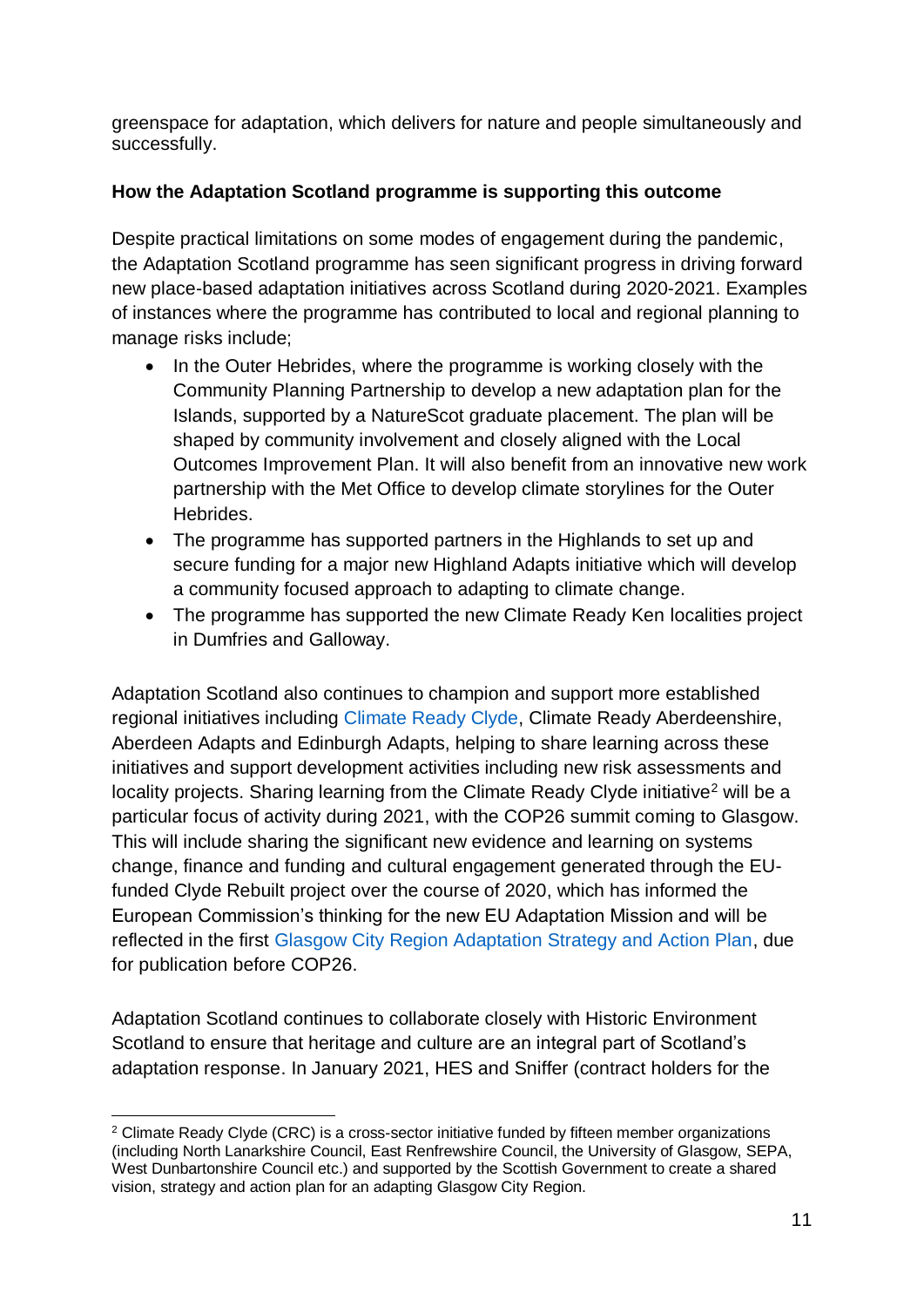greenspace for adaptation, which delivers for nature and people simultaneously and successfully.

**How the Adaptation Scotland programme is supporting this outcome**

Despite practical limitations on some modes of engagement during the pandemic, the Adaptation Scotland programme has seen significant progress in driving forward new place-based adaptation initiatives across Scotland during 2020-2021. Examples of instances where the programme has contributed to local and regional planning to manage risks include;

- In the Outer Hebrides, where the programme is working closely with the Community Planning Partnership to develop a new adaptation plan for the Islands, supported by a NatureScot graduate placement. The plan will be shaped by community involvement and closely aligned with the Local Outcomes Improvement Plan. It will also benefit from an innovative new work partnership with the Met Office to develop climate storylines for the Outer Hebrides.
- The programme has supported partners in the Highlands to set up and secure funding for a major new Highland Adapts initiative which will develop a community focused approach to adapting to climate change.
- The programme has supported the new Climate Ready Ken localities project in Dumfries and Galloway.

Adaptation Scotland also continues to champion and support more established regional initiatives including Climate Ready Clyde, Climate Ready Aberdeenshire, Aberdeen Adapts and Edinburgh Adapts, helping to share learning across these initiatives and support development activities including new risk assessments and locality projects. Sharing learning from the Climate Ready Clyde initiative[2] will be a particular focus of activity during 2021, with the COP26 summit coming to Glasgow. This will include sharing the significant new evidence and learning on systems change, finance and funding and cultural engagement generated through the EU-funded Clyde Rebuilt project over the course of 2020, which has informed the European Commission's thinking for the new EU Adaptation Mission and will be reflected in the first Glasgow City Region Adaptation Strategy and Action Plan, due for publication before COP26.

Adaptation Scotland continues to collaborate closely with Historic Environment Scotland to ensure that heritage and culture are an integral part of Scotland's adaptation response. In January 2021, HES and Sniffer (contract holders for the

[2] Climate Ready Clyde (CRC) is a cross-sector initiative funded by fifteen member organizations (including North Lanarkshire Council, East Renfrewshire Council, the University of Glasgow, SEPA, West Dunbartonshire Council etc.) and supported by the Scottish Government to create a shared vision, strategy and action plan for an adapting Glasgow City Region.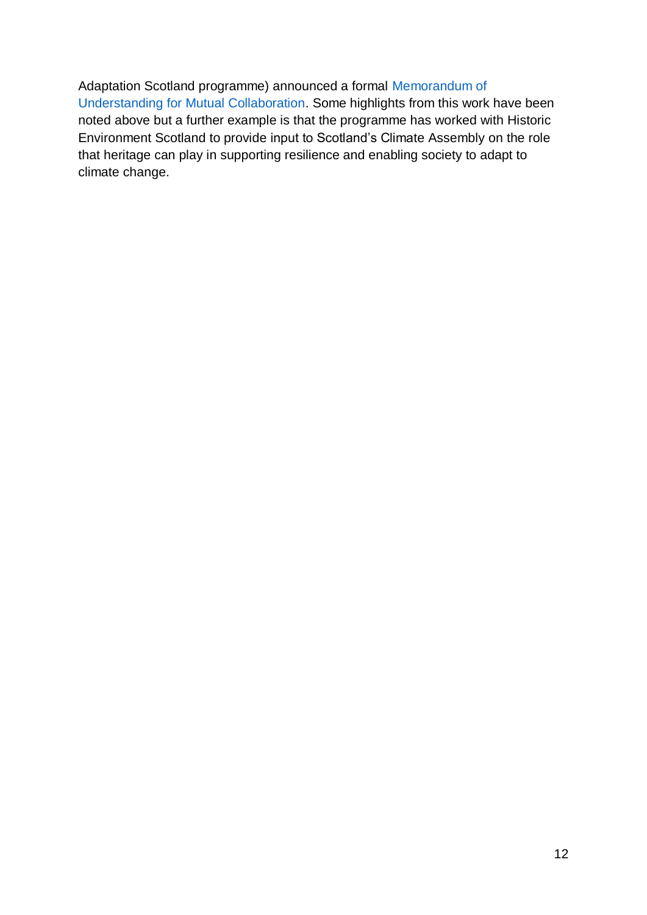Adaptation Scotland programme) announced a formal Memorandum of Understanding for Mutual Collaboration. Some highlights from this work have been noted above but a further example is that the programme has worked with Historic Environment Scotland to provide input to Scotland's Climate Assembly on the role that heritage can play in supporting resilience and enabling society to adapt to climate change.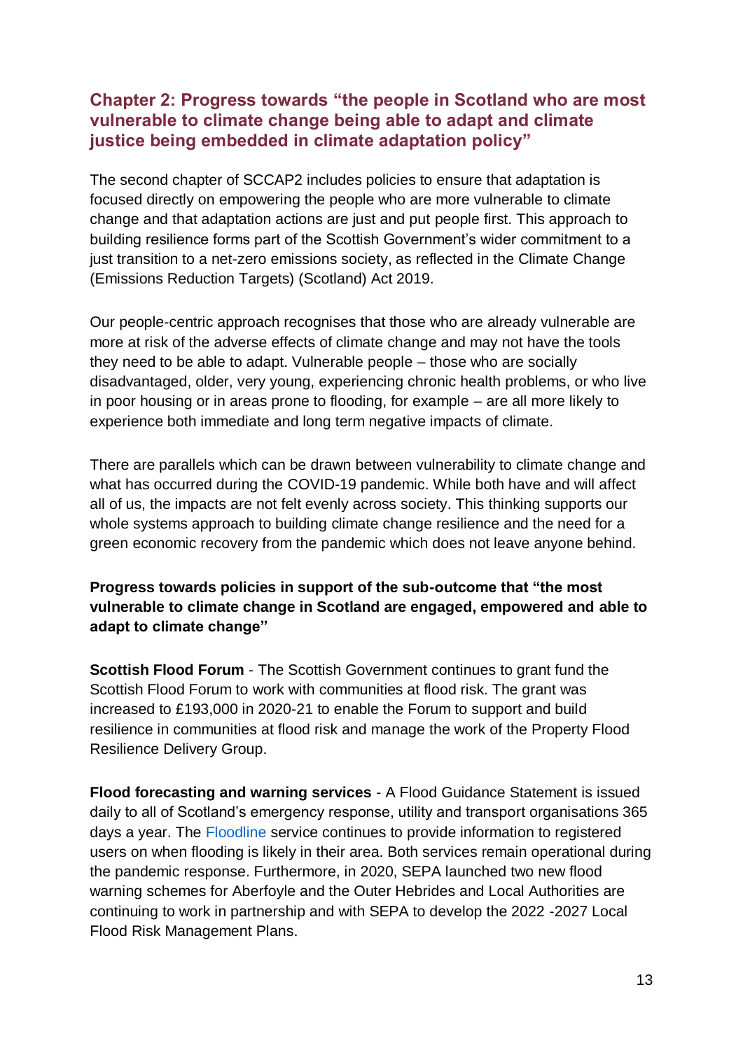## Chapter 2: Progress towards "the people in Scotland who are most vulnerable to climate change being able to adapt and climate justice being embedded in climate adaptation policy"

The second chapter of SCCAP2 includes policies to ensure that adaptation is focused directly on empowering the people who are more vulnerable to climate change and that adaptation actions are just and put people first. This approach to building resilience forms part of the Scottish Government's wider commitment to a just transition to a net-zero emissions society, as reflected in the Climate Change (Emissions Reduction Targets) (Scotland) Act 2019.

Our people-centric approach recognises that those who are already vulnerable are more at risk of the adverse effects of climate change and may not have the tools they need to be able to adapt. Vulnerable people – those who are socially disadvantaged, older, very young, experiencing chronic health problems, or who live in poor housing or in areas prone to flooding, for example – are all more likely to experience both immediate and long term negative impacts of climate.

There are parallels which can be drawn between vulnerability to climate change and what has occurred during the COVID-19 pandemic. While both have and will affect all of us, the impacts are not felt evenly across society. This thinking supports our whole systems approach to building climate change resilience and the need for a green economic recovery from the pandemic which does not leave anyone behind.

**Progress towards policies in support of the sub-outcome that "the most vulnerable to climate change in Scotland are engaged, empowered and able to adapt to climate change"**

**Scottish Flood Forum** - The Scottish Government continues to grant fund the Scottish Flood Forum to work with communities at flood risk. The grant was increased to £193,000 in 2020-21 to enable the Forum to support and build resilience in communities at flood risk and manage the work of the Property Flood Resilience Delivery Group.

**Flood forecasting and warning services** - A Flood Guidance Statement is issued daily to all of Scotland's emergency response, utility and transport organisations 365 days a year. The Floodline service continues to provide information to registered users on when flooding is likely in their area. Both services remain operational during the pandemic response. Furthermore, in 2020, SEPA launched two new flood warning schemes for Aberfoyle and the Outer Hebrides and Local Authorities are continuing to work in partnership and with SEPA to develop the 2022 -2027 Local Flood Risk Management Plans.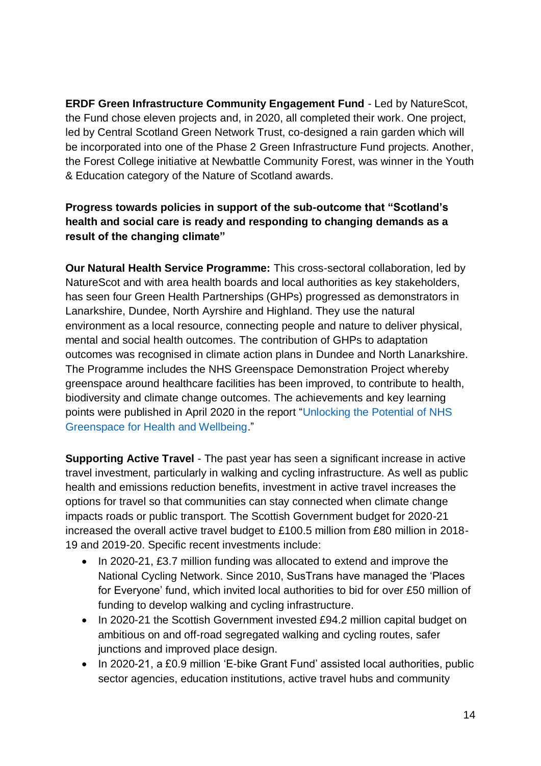**ERDF Green Infrastructure Community Engagement Fund** - Led by NatureScot, the Fund chose eleven projects and, in 2020, all completed their work. One project, led by Central Scotland Green Network Trust, co-designed a rain garden which will be incorporated into one of the Phase 2 Green Infrastructure Fund projects. Another, the Forest College initiative at Newbattle Community Forest, was winner in the Youth & Education category of the Nature of Scotland awards.

**Progress towards policies in support of the sub-outcome that "Scotland's health and social care is ready and responding to changing demands as a result of the changing climate"**

**Our Natural Health Service Programme:** This cross-sectoral collaboration, led by NatureScot and with area health boards and local authorities as key stakeholders, has seen four Green Health Partnerships (GHPs) progressed as demonstrators in Lanarkshire, Dundee, North Ayrshire and Highland. They use the natural environment as a local resource, connecting people and nature to deliver physical, mental and social health outcomes. The contribution of GHPs to adaptation outcomes was recognised in climate action plans in Dundee and North Lanarkshire. The Programme includes the NHS Greenspace Demonstration Project whereby greenspace around healthcare facilities has been improved, to contribute to health, biodiversity and climate change outcomes. The achievements and key learning points were published in April 2020 in the report "Unlocking the Potential of NHS Greenspace for Health and Wellbeing."

**Supporting Active Travel** - The past year has seen a significant increase in active travel investment, particularly in walking and cycling infrastructure. As well as public health and emissions reduction benefits, investment in active travel increases the options for travel so that communities can stay connected when climate change impacts roads or public transport. The Scottish Government budget for 2020-21 increased the overall active travel budget to £100.5 million from £80 million in 2018-19 and 2019-20. Specific recent investments include:

- In 2020-21, £3.7 million funding was allocated to extend and improve the National Cycling Network. Since 2010, SusTrans have managed the 'Places for Everyone' fund, which invited local authorities to bid for over £50 million of funding to develop walking and cycling infrastructure.
- In 2020-21 the Scottish Government invested £94.2 million capital budget on ambitious on and off-road segregated walking and cycling routes, safer junctions and improved place design.
- In 2020-21, a £0.9 million 'E-bike Grant Fund' assisted local authorities, public sector agencies, education institutions, active travel hubs and community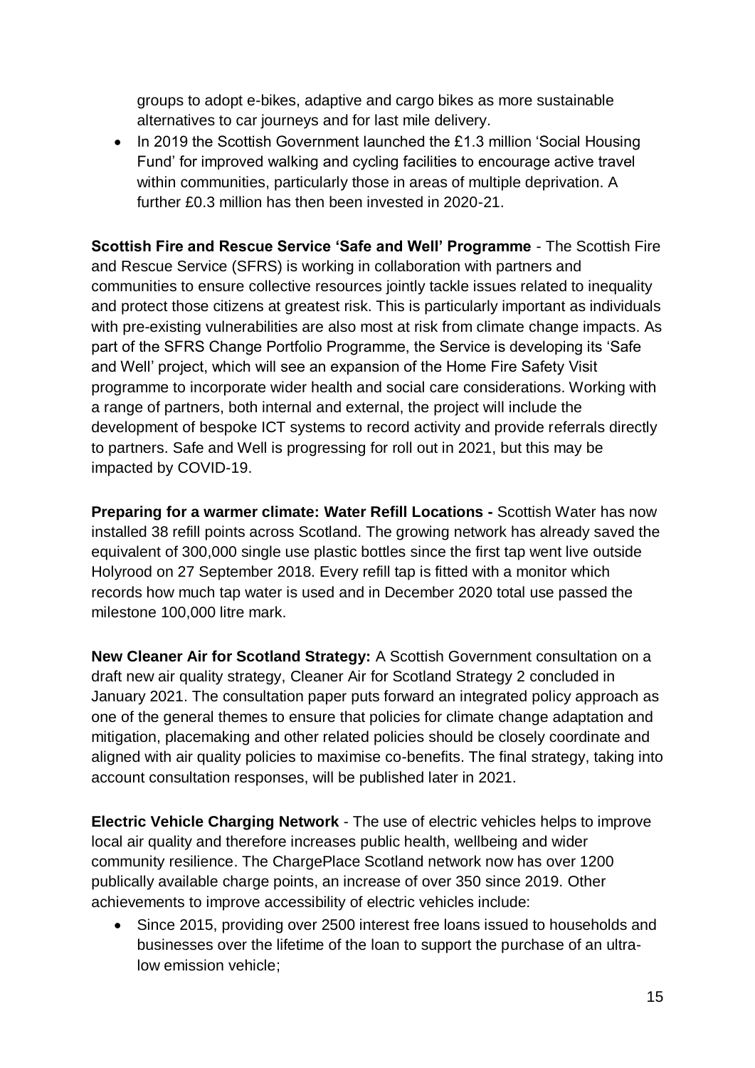groups to adopt e-bikes, adaptive and cargo bikes as more sustainable alternatives to car journeys and for last mile delivery.

- In 2019 the Scottish Government launched the £1.3 million 'Social Housing Fund' for improved walking and cycling facilities to encourage active travel within communities, particularly those in areas of multiple deprivation. A further £0.3 million has then been invested in 2020-21.

**Scottish Fire and Rescue Service 'Safe and Well' Programme** - The Scottish Fire and Rescue Service (SFRS) is working in collaboration with partners and communities to ensure collective resources jointly tackle issues related to inequality and protect those citizens at greatest risk. This is particularly important as individuals with pre-existing vulnerabilities are also most at risk from climate change impacts. As part of the SFRS Change Portfolio Programme, the Service is developing its 'Safe and Well' project, which will see an expansion of the Home Fire Safety Visit programme to incorporate wider health and social care considerations. Working with a range of partners, both internal and external, the project will include the development of bespoke ICT systems to record activity and provide referrals directly to partners. Safe and Well is progressing for roll out in 2021, but this may be impacted by COVID-19.

**Preparing for a warmer climate: Water Refill Locations -** Scottish Water has now installed 38 refill points across Scotland. The growing network has already saved the equivalent of 300,000 single use plastic bottles since the first tap went live outside Holyrood on 27 September 2018. Every refill tap is fitted with a monitor which records how much tap water is used and in December 2020 total use passed the milestone 100,000 litre mark.

**New Cleaner Air for Scotland Strategy:** A Scottish Government consultation on a draft new air quality strategy, Cleaner Air for Scotland Strategy 2 concluded in January 2021. The consultation paper puts forward an integrated policy approach as one of the general themes to ensure that policies for climate change adaptation and mitigation, placemaking and other related policies should be closely coordinate and aligned with air quality policies to maximise co-benefits. The final strategy, taking into account consultation responses, will be published later in 2021.

**Electric Vehicle Charging Network** - The use of electric vehicles helps to improve local air quality and therefore increases public health, wellbeing and wider community resilience. The ChargePlace Scotland network now has over 1200 publically available charge points, an increase of over 350 since 2019. Other achievements to improve accessibility of electric vehicles include:

- Since 2015, providing over 2500 interest free loans issued to households and businesses over the lifetime of the loan to support the purchase of an ultra-low emission vehicle;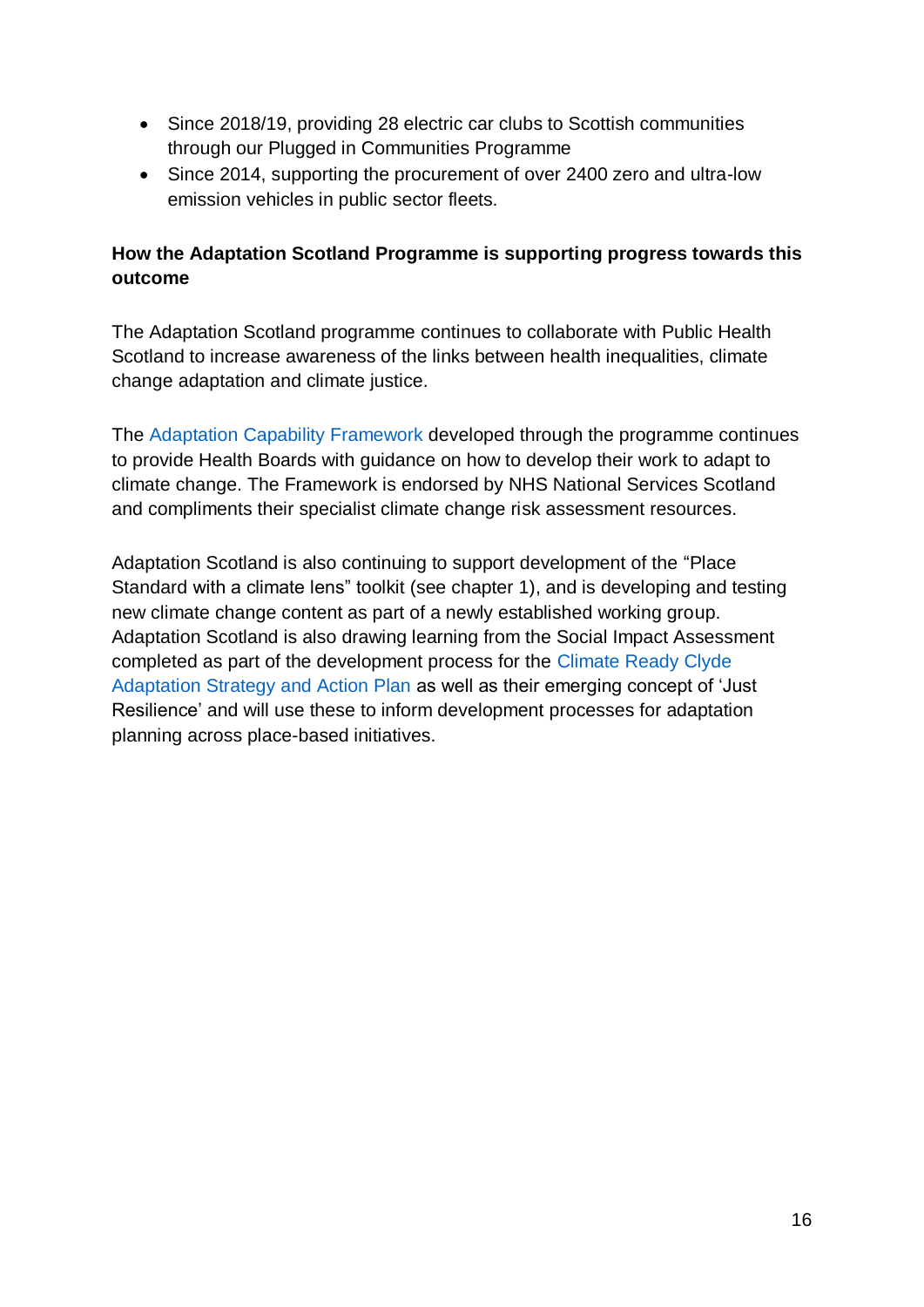- Since 2018/19, providing 28 electric car clubs to Scottish communities through our Plugged in Communities Programme
- Since 2014, supporting the procurement of over 2400 zero and ultra-low emission vehicles in public sector fleets.

**How the Adaptation Scotland Programme is supporting progress towards this outcome**

The Adaptation Scotland programme continues to collaborate with Public Health Scotland to increase awareness of the links between health inequalities, climate change adaptation and climate justice.

The Adaptation Capability Framework developed through the programme continues to provide Health Boards with guidance on how to develop their work to adapt to climate change. The Framework is endorsed by NHS National Services Scotland and compliments their specialist climate change risk assessment resources.

Adaptation Scotland is also continuing to support development of the "Place Standard with a climate lens" toolkit (see chapter 1), and is developing and testing new climate change content as part of a newly established working group. Adaptation Scotland is also drawing learning from the Social Impact Assessment completed as part of the development process for the Climate Ready Clyde Adaptation Strategy and Action Plan as well as their emerging concept of 'Just Resilience' and will use these to inform development processes for adaptation planning across place-based initiatives.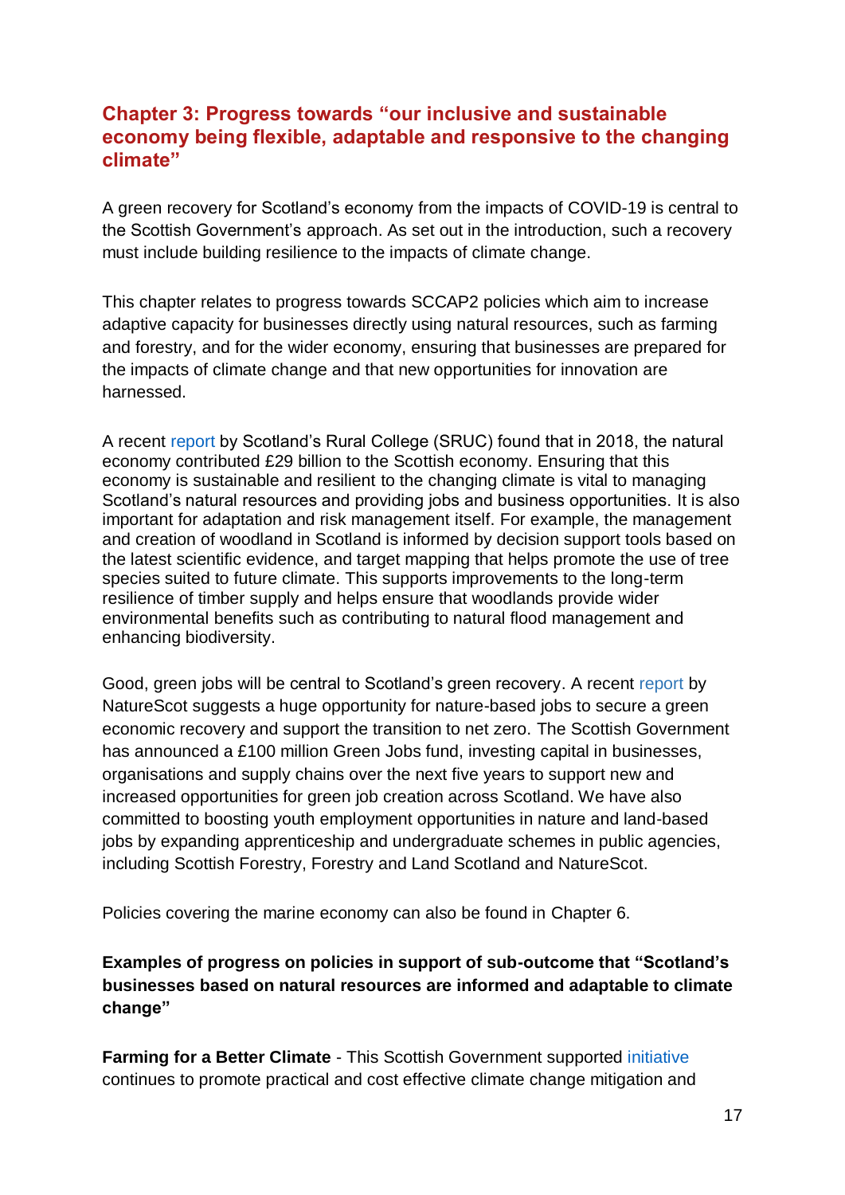## Chapter 3: Progress towards "our inclusive and sustainable economy being flexible, adaptable and responsive to the changing climate"

A green recovery for Scotland's economy from the impacts of COVID-19 is central to the Scottish Government's approach. As set out in the introduction, such a recovery must include building resilience to the impacts of climate change.

This chapter relates to progress towards SCCAP2 policies which aim to increase adaptive capacity for businesses directly using natural resources, such as farming and forestry, and for the wider economy, ensuring that businesses are prepared for the impacts of climate change and that new opportunities for innovation are harnessed.

A recent report by Scotland's Rural College (SRUC) found that in 2018, the natural economy contributed £29 billion to the Scottish economy. Ensuring that this economy is sustainable and resilient to the changing climate is vital to managing Scotland's natural resources and providing jobs and business opportunities. It is also important for adaptation and risk management itself. For example, the management and creation of woodland in Scotland is informed by decision support tools based on the latest scientific evidence, and target mapping that helps promote the use of tree species suited to future climate. This supports improvements to the long-term resilience of timber supply and helps ensure that woodlands provide wider environmental benefits such as contributing to natural flood management and enhancing biodiversity.

Good, green jobs will be central to Scotland's green recovery. A recent report by NatureScot suggests a huge opportunity for nature-based jobs to secure a green economic recovery and support the transition to net zero. The Scottish Government has announced a £100 million Green Jobs fund, investing capital in businesses, organisations and supply chains over the next five years to support new and increased opportunities for green job creation across Scotland. We have also committed to boosting youth employment opportunities in nature and land-based jobs by expanding apprenticeship and undergraduate schemes in public agencies, including Scottish Forestry, Forestry and Land Scotland and NatureScot.

Policies covering the marine economy can also be found in Chapter 6.

**Examples of progress on policies in support of sub-outcome that "Scotland's businesses based on natural resources are informed and adaptable to climate change"**

**Farming for a Better Climate** - This Scottish Government supported initiative continues to promote practical and cost effective climate change mitigation and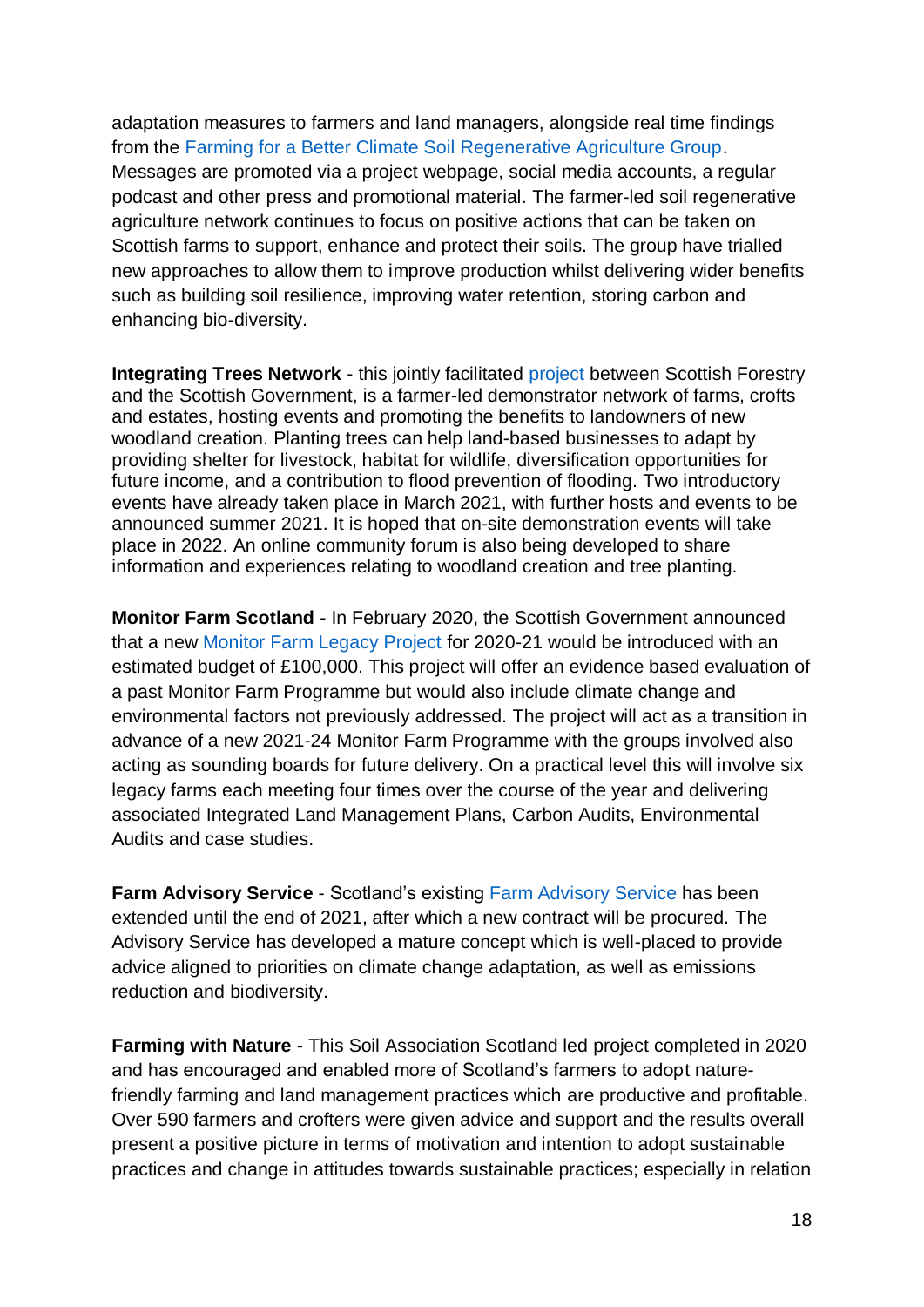adaptation measures to farmers and land managers, alongside real time findings from the Farming for a Better Climate Soil Regenerative Agriculture Group. Messages are promoted via a project webpage, social media accounts, a regular podcast and other press and promotional material. The farmer-led soil regenerative agriculture network continues to focus on positive actions that can be taken on Scottish farms to support, enhance and protect their soils. The group have trialled new approaches to allow them to improve production whilst delivering wider benefits such as building soil resilience, improving water retention, storing carbon and enhancing bio-diversity.

**Integrating Trees Network** - this jointly facilitated project between Scottish Forestry and the Scottish Government, is a farmer-led demonstrator network of farms, crofts and estates, hosting events and promoting the benefits to landowners of new woodland creation. Planting trees can help land-based businesses to adapt by providing shelter for livestock, habitat for wildlife, diversification opportunities for future income, and a contribution to flood prevention of flooding. Two introductory events have already taken place in March 2021, with further hosts and events to be announced summer 2021. It is hoped that on-site demonstration events will take place in 2022. An online community forum is also being developed to share information and experiences relating to woodland creation and tree planting.

**Monitor Farm Scotland** - In February 2020, the Scottish Government announced that a new Monitor Farm Legacy Project for 2020-21 would be introduced with an estimated budget of £100,000. This project will offer an evidence based evaluation of a past Monitor Farm Programme but would also include climate change and environmental factors not previously addressed. The project will act as a transition in advance of a new 2021-24 Monitor Farm Programme with the groups involved also acting as sounding boards for future delivery. On a practical level this will involve six legacy farms each meeting four times over the course of the year and delivering associated Integrated Land Management Plans, Carbon Audits, Environmental Audits and case studies.

**Farm Advisory Service** - Scotland's existing Farm Advisory Service has been extended until the end of 2021, after which a new contract will be procured. The Advisory Service has developed a mature concept which is well-placed to provide advice aligned to priorities on climate change adaptation, as well as emissions reduction and biodiversity.

**Farming with Nature** - This Soil Association Scotland led project completed in 2020 and has encouraged and enabled more of Scotland's farmers to adopt nature-friendly farming and land management practices which are productive and profitable. Over 590 farmers and crofters were given advice and support and the results overall present a positive picture in terms of motivation and intention to adopt sustainable practices and change in attitudes towards sustainable practices; especially in relation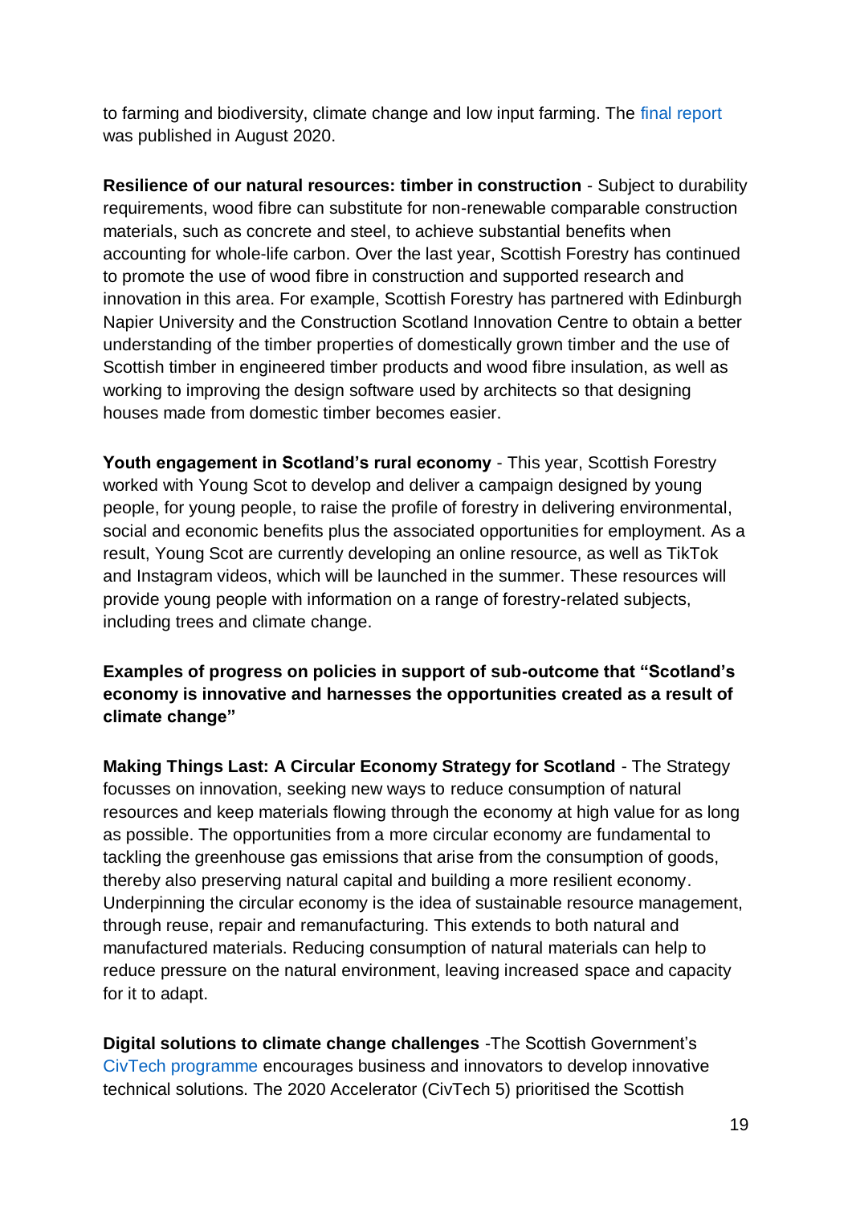to farming and biodiversity, climate change and low input farming. The final report was published in August 2020.

**Resilience of our natural resources: timber in construction** - Subject to durability requirements, wood fibre can substitute for non-renewable comparable construction materials, such as concrete and steel, to achieve substantial benefits when accounting for whole-life carbon. Over the last year, Scottish Forestry has continued to promote the use of wood fibre in construction and supported research and innovation in this area. For example, Scottish Forestry has partnered with Edinburgh Napier University and the Construction Scotland Innovation Centre to obtain a better understanding of the timber properties of domestically grown timber and the use of Scottish timber in engineered timber products and wood fibre insulation, as well as working to improving the design software used by architects so that designing houses made from domestic timber becomes easier.

**Youth engagement in Scotland's rural economy** - This year, Scottish Forestry worked with Young Scot to develop and deliver a campaign designed by young people, for young people, to raise the profile of forestry in delivering environmental, social and economic benefits plus the associated opportunities for employment. As a result, Young Scot are currently developing an online resource, as well as TikTok and Instagram videos, which will be launched in the summer. These resources will provide young people with information on a range of forestry-related subjects, including trees and climate change.

**Examples of progress on policies in support of sub-outcome that "Scotland's economy is innovative and harnesses the opportunities created as a result of climate change"**

**Making Things Last: A Circular Economy Strategy for Scotland** - The Strategy focusses on innovation, seeking new ways to reduce consumption of natural resources and keep materials flowing through the economy at high value for as long as possible. The opportunities from a more circular economy are fundamental to tackling the greenhouse gas emissions that arise from the consumption of goods, thereby also preserving natural capital and building a more resilient economy. Underpinning the circular economy is the idea of sustainable resource management, through reuse, repair and remanufacturing. This extends to both natural and manufactured materials. Reducing consumption of natural materials can help to reduce pressure on the natural environment, leaving increased space and capacity for it to adapt.

**Digital solutions to climate change challenges** -The Scottish Government's CivTech programme encourages business and innovators to develop innovative technical solutions. The 2020 Accelerator (CivTech 5) prioritised the Scottish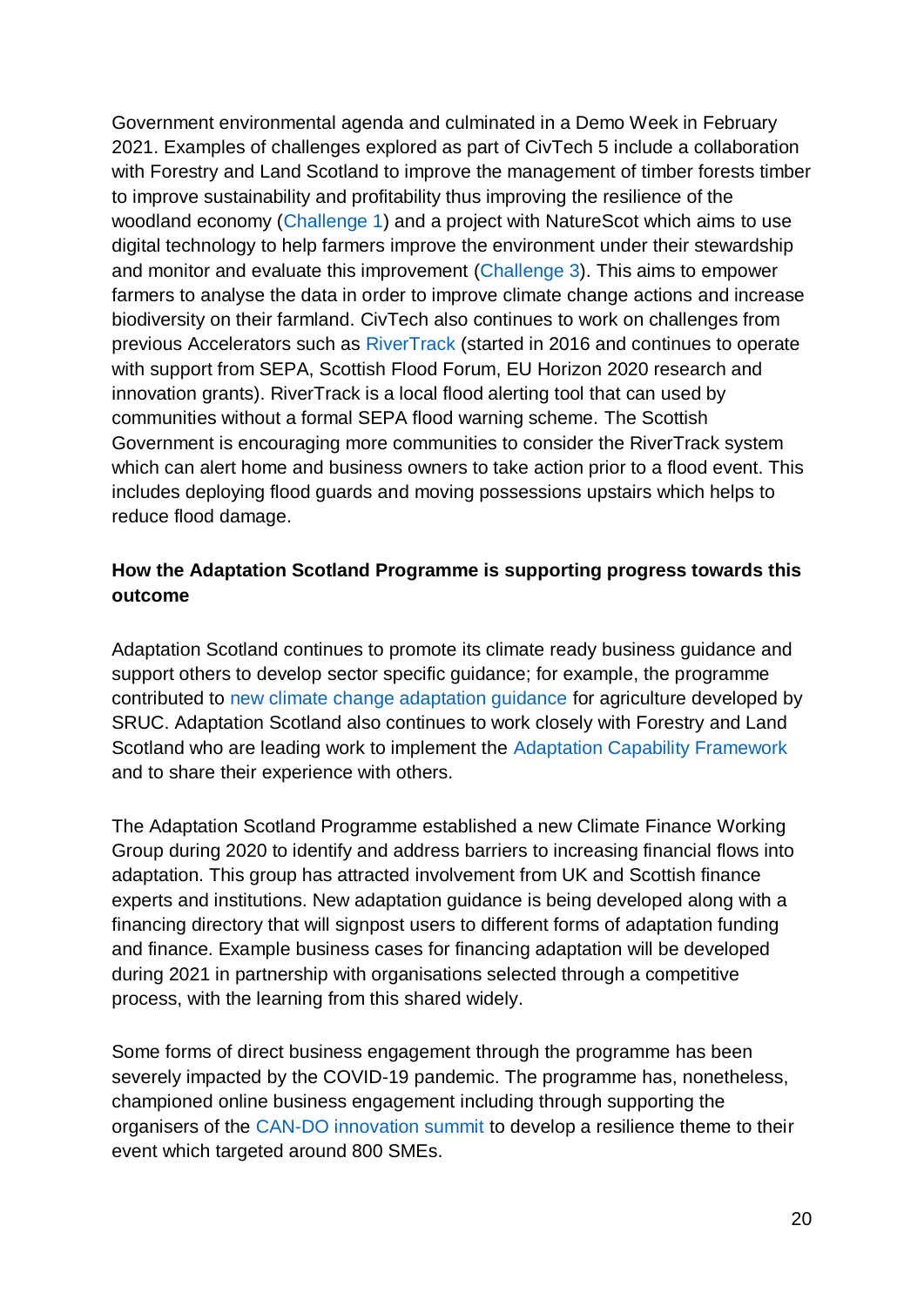Government environmental agenda and culminated in a Demo Week in February 2021. Examples of challenges explored as part of CivTech 5 include a collaboration with Forestry and Land Scotland to improve the management of timber forests timber to improve sustainability and profitability thus improving the resilience of the woodland economy (Challenge 1) and a project with NatureScot which aims to use digital technology to help farmers improve the environment under their stewardship and monitor and evaluate this improvement (Challenge 3). This aims to empower farmers to analyse the data in order to improve climate change actions and increase biodiversity on their farmland. CivTech also continues to work on challenges from previous Accelerators such as RiverTrack (started in 2016 and continues to operate with support from SEPA, Scottish Flood Forum, EU Horizon 2020 research and innovation grants). RiverTrack is a local flood alerting tool that can used by communities without a formal SEPA flood warning scheme. The Scottish Government is encouraging more communities to consider the RiverTrack system which can alert home and business owners to take action prior to a flood event. This includes deploying flood guards and moving possessions upstairs which helps to reduce flood damage.

**How the Adaptation Scotland Programme is supporting progress towards this outcome**

Adaptation Scotland continues to promote its climate ready business guidance and support others to develop sector specific guidance; for example, the programme contributed to new climate change adaptation guidance for agriculture developed by SRUC. Adaptation Scotland also continues to work closely with Forestry and Land Scotland who are leading work to implement the Adaptation Capability Framework and to share their experience with others.

The Adaptation Scotland Programme established a new Climate Finance Working Group during 2020 to identify and address barriers to increasing financial flows into adaptation. This group has attracted involvement from UK and Scottish finance experts and institutions. New adaptation guidance is being developed along with a financing directory that will signpost users to different forms of adaptation funding and finance. Example business cases for financing adaptation will be developed during 2021 in partnership with organisations selected through a competitive process, with the learning from this shared widely.

Some forms of direct business engagement through the programme has been severely impacted by the COVID-19 pandemic. The programme has, nonetheless, championed online business engagement including through supporting the organisers of the CAN-DO innovation summit to develop a resilience theme to their event which targeted around 800 SMEs.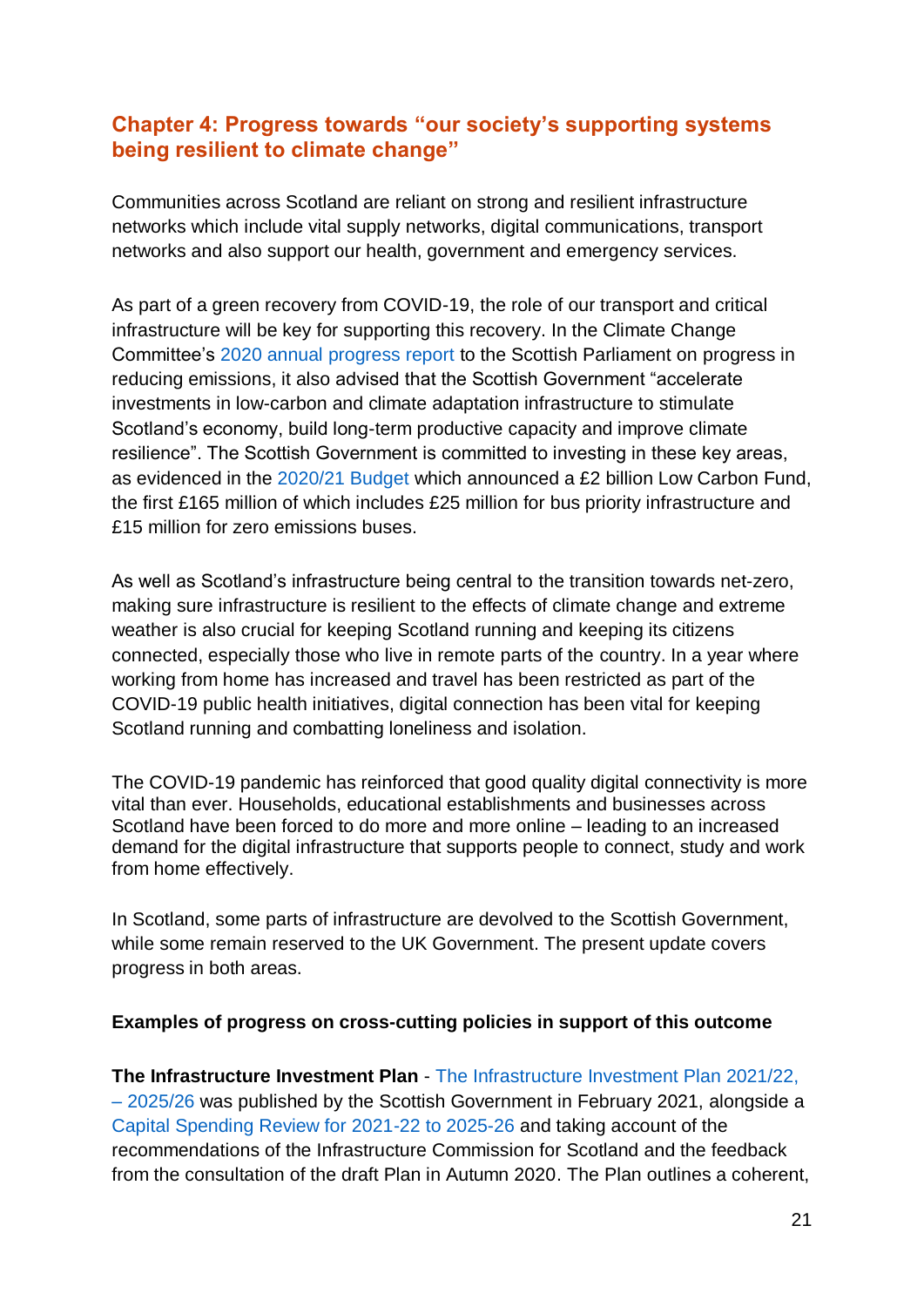## Chapter 4: Progress towards "our society's supporting systems being resilient to climate change"

Communities across Scotland are reliant on strong and resilient infrastructure networks which include vital supply networks, digital communications, transport networks and also support our health, government and emergency services.

As part of a green recovery from COVID-19, the role of our transport and critical infrastructure will be key for supporting this recovery. In the Climate Change Committee's 2020 annual progress report to the Scottish Parliament on progress in reducing emissions, it also advised that the Scottish Government "accelerate investments in low-carbon and climate adaptation infrastructure to stimulate Scotland's economy, build long-term productive capacity and improve climate resilience". The Scottish Government is committed to investing in these key areas, as evidenced in the 2020/21 Budget which announced a £2 billion Low Carbon Fund, the first £165 million of which includes £25 million for bus priority infrastructure and £15 million for zero emissions buses.

As well as Scotland's infrastructure being central to the transition towards net-zero, making sure infrastructure is resilient to the effects of climate change and extreme weather is also crucial for keeping Scotland running and keeping its citizens connected, especially those who live in remote parts of the country. In a year where working from home has increased and travel has been restricted as part of the COVID-19 public health initiatives, digital connection has been vital for keeping Scotland running and combatting loneliness and isolation.

The COVID-19 pandemic has reinforced that good quality digital connectivity is more vital than ever. Households, educational establishments and businesses across Scotland have been forced to do more and more online – leading to an increased demand for the digital infrastructure that supports people to connect, study and work from home effectively.

In Scotland, some parts of infrastructure are devolved to the Scottish Government, while some remain reserved to the UK Government. The present update covers progress in both areas.

**Examples of progress on cross-cutting policies in support of this outcome**

**The Infrastructure Investment Plan** - The Infrastructure Investment Plan 2021/22, – 2025/26 was published by the Scottish Government in February 2021, alongside a Capital Spending Review for 2021-22 to 2025-26 and taking account of the recommendations of the Infrastructure Commission for Scotland and the feedback from the consultation of the draft Plan in Autumn 2020. The Plan outlines a coherent,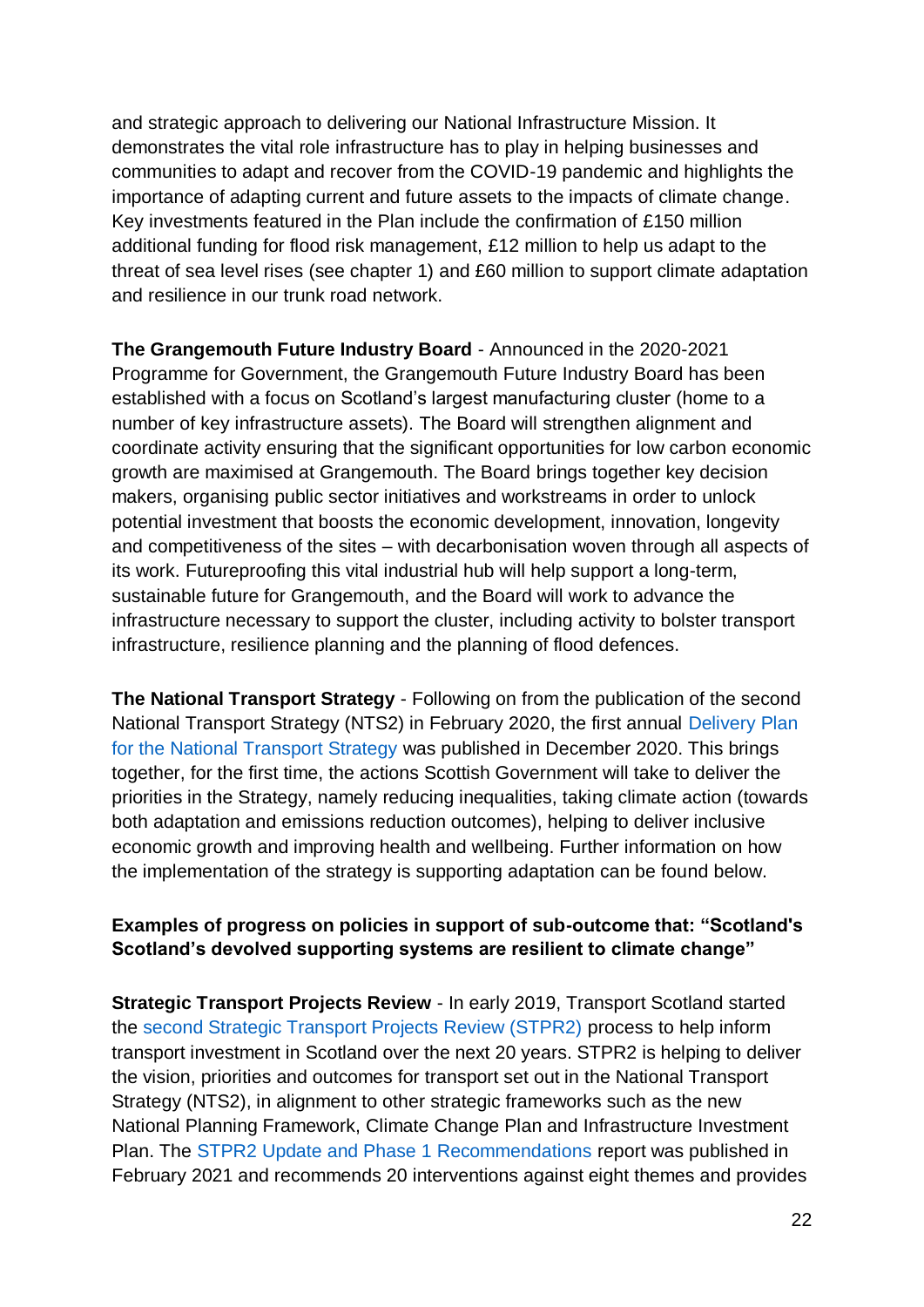and strategic approach to delivering our National Infrastructure Mission. It demonstrates the vital role infrastructure has to play in helping businesses and communities to adapt and recover from the COVID-19 pandemic and highlights the importance of adapting current and future assets to the impacts of climate change. Key investments featured in the Plan include the confirmation of £150 million additional funding for flood risk management, £12 million to help us adapt to the threat of sea level rises (see chapter 1) and £60 million to support climate adaptation and resilience in our trunk road network.

**The Grangemouth Future Industry Board** - Announced in the 2020-2021 Programme for Government, the Grangemouth Future Industry Board has been established with a focus on Scotland's largest manufacturing cluster (home to a number of key infrastructure assets). The Board will strengthen alignment and coordinate activity ensuring that the significant opportunities for low carbon economic growth are maximised at Grangemouth. The Board brings together key decision makers, organising public sector initiatives and workstreams in order to unlock potential investment that boosts the economic development, innovation, longevity and competitiveness of the sites – with decarbonisation woven through all aspects of its work. Futureproofing this vital industrial hub will help support a long-term, sustainable future for Grangemouth, and the Board will work to advance the infrastructure necessary to support the cluster, including activity to bolster transport infrastructure, resilience planning and the planning of flood defences.

**The National Transport Strategy** - Following on from the publication of the second National Transport Strategy (NTS2) in February 2020, the first annual Delivery Plan for the National Transport Strategy was published in December 2020. This brings together, for the first time, the actions Scottish Government will take to deliver the priorities in the Strategy, namely reducing inequalities, taking climate action (towards both adaptation and emissions reduction outcomes), helping to deliver inclusive economic growth and improving health and wellbeing. Further information on how the implementation of the strategy is supporting adaptation can be found below.

**Examples of progress on policies in support of sub-outcome that: "Scotland's Scotland's devolved supporting systems are resilient to climate change"**

**Strategic Transport Projects Review** - In early 2019, Transport Scotland started the second Strategic Transport Projects Review (STPR2) process to help inform transport investment in Scotland over the next 20 years. STPR2 is helping to deliver the vision, priorities and outcomes for transport set out in the National Transport Strategy (NTS2), in alignment to other strategic frameworks such as the new National Planning Framework, Climate Change Plan and Infrastructure Investment Plan. The STPR2 Update and Phase 1 Recommendations report was published in February 2021 and recommends 20 interventions against eight themes and provides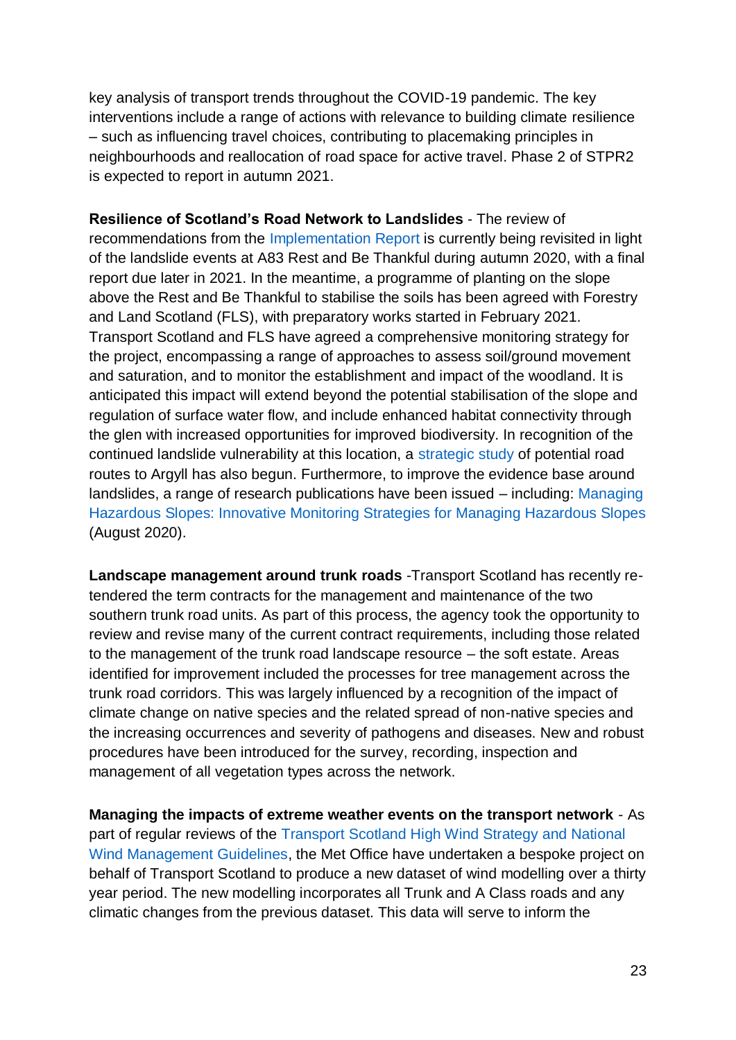key analysis of transport trends throughout the COVID-19 pandemic. The key interventions include a range of actions with relevance to building climate resilience – such as influencing travel choices, contributing to placemaking principles in neighbourhoods and reallocation of road space for active travel. Phase 2 of STPR2 is expected to report in autumn 2021.

**Resilience of Scotland's Road Network to Landslides** - The review of recommendations from the Implementation Report is currently being revisited in light of the landslide events at A83 Rest and Be Thankful during autumn 2020, with a final report due later in 2021. In the meantime, a programme of planting on the slope above the Rest and Be Thankful to stabilise the soils has been agreed with Forestry and Land Scotland (FLS), with preparatory works started in February 2021. Transport Scotland and FLS have agreed a comprehensive monitoring strategy for the project, encompassing a range of approaches to assess soil/ground movement and saturation, and to monitor the establishment and impact of the woodland. It is anticipated this impact will extend beyond the potential stabilisation of the slope and regulation of surface water flow, and include enhanced habitat connectivity through the glen with increased opportunities for improved biodiversity. In recognition of the continued landslide vulnerability at this location, a strategic study of potential road routes to Argyll has also begun. Furthermore, to improve the evidence base around landslides, a range of research publications have been issued – including: Managing Hazardous Slopes: Innovative Monitoring Strategies for Managing Hazardous Slopes (August 2020).

**Landscape management around trunk roads** -Transport Scotland has recently re-tendered the term contracts for the management and maintenance of the two southern trunk road units. As part of this process, the agency took the opportunity to review and revise many of the current contract requirements, including those related to the management of the trunk road landscape resource – the soft estate. Areas identified for improvement included the processes for tree management across the trunk road corridors. This was largely influenced by a recognition of the impact of climate change on native species and the related spread of non-native species and the increasing occurrences and severity of pathogens and diseases. New and robust procedures have been introduced for the survey, recording, inspection and management of all vegetation types across the network.

**Managing the impacts of extreme weather events on the transport network** - As part of regular reviews of the Transport Scotland High Wind Strategy and National Wind Management Guidelines, the Met Office have undertaken a bespoke project on behalf of Transport Scotland to produce a new dataset of wind modelling over a thirty year period. The new modelling incorporates all Trunk and A Class roads and any climatic changes from the previous dataset. This data will serve to inform the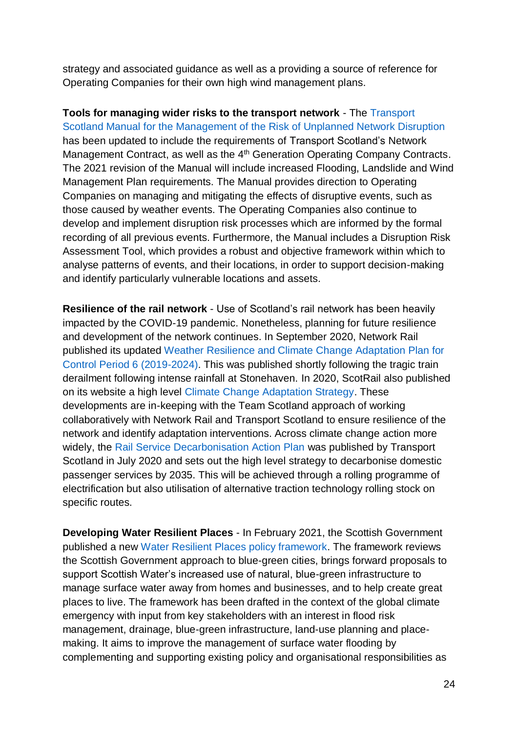strategy and associated guidance as well as a providing a source of reference for Operating Companies for their own high wind management plans.

**Tools for managing wider risks to the transport network** - The Transport Scotland Manual for the Management of the Risk of Unplanned Network Disruption has been updated to include the requirements of Transport Scotland's Network Management Contract, as well as the 4th Generation Operating Company Contracts. The 2021 revision of the Manual will include increased Flooding, Landslide and Wind Management Plan requirements. The Manual provides direction to Operating Companies on managing and mitigating the effects of disruptive events, such as those caused by weather events. The Operating Companies also continue to develop and implement disruption risk processes which are informed by the formal recording of all previous events. Furthermore, the Manual includes a Disruption Risk Assessment Tool, which provides a robust and objective framework within which to analyse patterns of events, and their locations, in order to support decision-making and identify particularly vulnerable locations and assets.

**Resilience of the rail network** - Use of Scotland's rail network has been heavily impacted by the COVID-19 pandemic. Nonetheless, planning for future resilience and development of the network continues. In September 2020, Network Rail published its updated Weather Resilience and Climate Change Adaptation Plan for Control Period 6 (2019-2024). This was published shortly following the tragic train derailment following intense rainfall at Stonehaven. In 2020, ScotRail also published on its website a high level Climate Change Adaptation Strategy. These developments are in-keeping with the Team Scotland approach of working collaboratively with Network Rail and Transport Scotland to ensure resilience of the network and identify adaptation interventions. Across climate change action more widely, the Rail Service Decarbonisation Action Plan was published by Transport Scotland in July 2020 and sets out the high level strategy to decarbonise domestic passenger services by 2035. This will be achieved through a rolling programme of electrification but also utilisation of alternative traction technology rolling stock on specific routes.

**Developing Water Resilient Places** - In February 2021, the Scottish Government published a new Water Resilient Places policy framework. The framework reviews the Scottish Government approach to blue-green cities, brings forward proposals to support Scottish Water's increased use of natural, blue-green infrastructure to manage surface water away from homes and businesses, and to help create great places to live. The framework has been drafted in the context of the global climate emergency with input from key stakeholders with an interest in flood risk management, drainage, blue-green infrastructure, land-use planning and place-making. It aims to improve the management of surface water flooding by complementing and supporting existing policy and organisational responsibilities as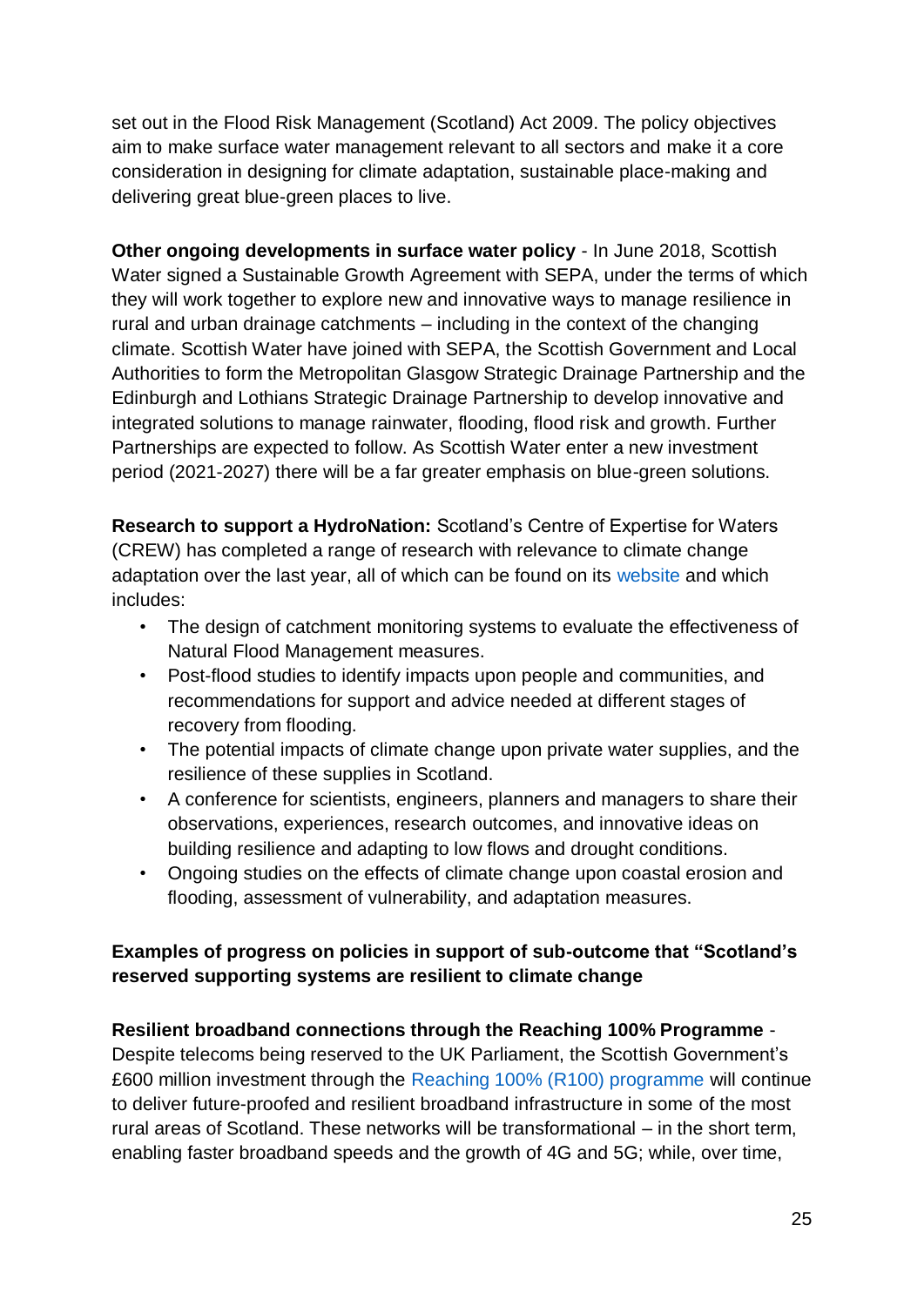set out in the Flood Risk Management (Scotland) Act 2009. The policy objectives aim to make surface water management relevant to all sectors and make it a core consideration in designing for climate adaptation, sustainable place-making and delivering great blue-green places to live.

**Other ongoing developments in surface water policy** - In June 2018, Scottish Water signed a Sustainable Growth Agreement with SEPA, under the terms of which they will work together to explore new and innovative ways to manage resilience in rural and urban drainage catchments – including in the context of the changing climate. Scottish Water have joined with SEPA, the Scottish Government and Local Authorities to form the Metropolitan Glasgow Strategic Drainage Partnership and the Edinburgh and Lothians Strategic Drainage Partnership to develop innovative and integrated solutions to manage rainwater, flooding, flood risk and growth. Further Partnerships are expected to follow. As Scottish Water enter a new investment period (2021-2027) there will be a far greater emphasis on blue-green solutions.

**Research to support a HydroNation:** Scotland's Centre of Expertise for Waters (CREW) has completed a range of research with relevance to climate change adaptation over the last year, all of which can be found on its website and which includes:

- The design of catchment monitoring systems to evaluate the effectiveness of Natural Flood Management measures.
- Post-flood studies to identify impacts upon people and communities, and recommendations for support and advice needed at different stages of recovery from flooding.
- The potential impacts of climate change upon private water supplies, and the resilience of these supplies in Scotland.
- A conference for scientists, engineers, planners and managers to share their observations, experiences, research outcomes, and innovative ideas on building resilience and adapting to low flows and drought conditions.
- Ongoing studies on the effects of climate change upon coastal erosion and flooding, assessment of vulnerability, and adaptation measures.

**Examples of progress on policies in support of sub-outcome that "Scotland's reserved supporting systems are resilient to climate change**

**Resilient broadband connections through the Reaching 100% Programme** - Despite telecoms being reserved to the UK Parliament, the Scottish Government's £600 million investment through the Reaching 100% (R100) programme will continue to deliver future-proofed and resilient broadband infrastructure in some of the most rural areas of Scotland. These networks will be transformational – in the short term, enabling faster broadband speeds and the growth of 4G and 5G; while, over time,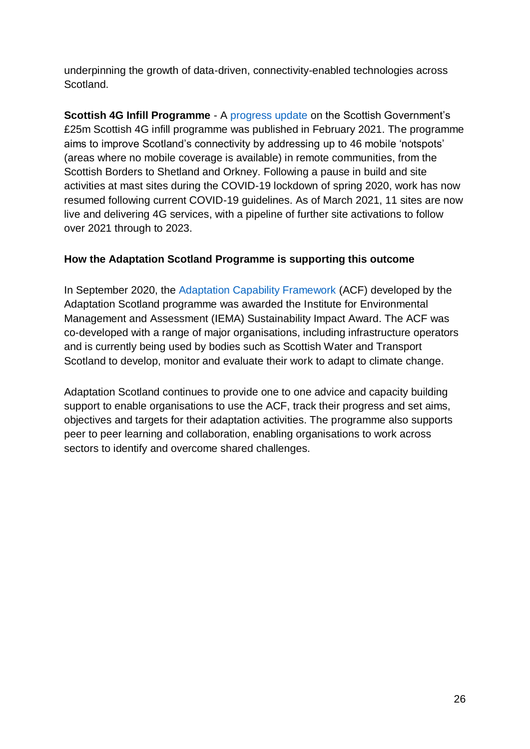underpinning the growth of data-driven, connectivity-enabled technologies across Scotland.

**Scottish 4G Infill Programme** - A progress update on the Scottish Government's £25m Scottish 4G infill programme was published in February 2021. The programme aims to improve Scotland's connectivity by addressing up to 46 mobile 'notspots' (areas where no mobile coverage is available) in remote communities, from the Scottish Borders to Shetland and Orkney. Following a pause in build and site activities at mast sites during the COVID-19 lockdown of spring 2020, work has now resumed following current COVID-19 guidelines. As of March 2021, 11 sites are now live and delivering 4G services, with a pipeline of further site activations to follow over 2021 through to 2023.

**How the Adaptation Scotland Programme is supporting this outcome**

In September 2020, the Adaptation Capability Framework (ACF) developed by the Adaptation Scotland programme was awarded the Institute for Environmental Management and Assessment (IEMA) Sustainability Impact Award. The ACF was co-developed with a range of major organisations, including infrastructure operators and is currently being used by bodies such as Scottish Water and Transport Scotland to develop, monitor and evaluate their work to adapt to climate change.

Adaptation Scotland continues to provide one to one advice and capacity building support to enable organisations to use the ACF, track their progress and set aims, objectives and targets for their adaptation activities. The programme also supports peer to peer learning and collaboration, enabling organisations to work across sectors to identify and overcome shared challenges.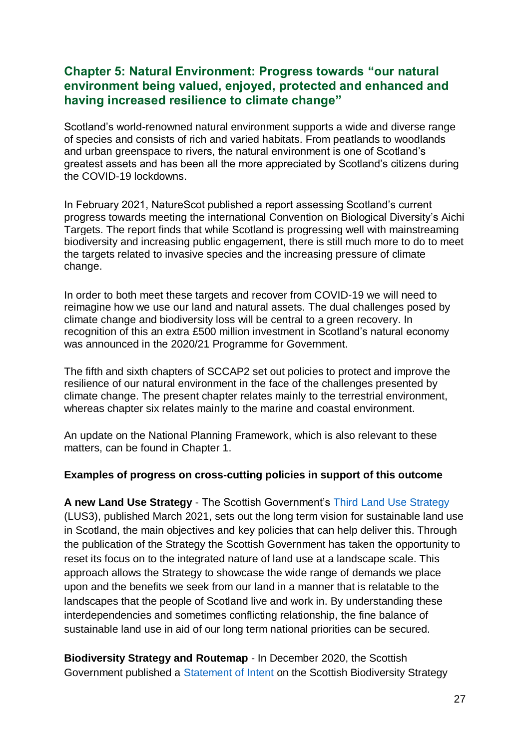## Chapter 5: Natural Environment: Progress towards "our natural environment being valued, enjoyed, protected and enhanced and having increased resilience to climate change"

Scotland's world-renowned natural environment supports a wide and diverse range of species and consists of rich and varied habitats. From peatlands to woodlands and urban greenspace to rivers, the natural environment is one of Scotland's greatest assets and has been all the more appreciated by Scotland's citizens during the COVID-19 lockdowns.

In February 2021, NatureScot published a report assessing Scotland's current progress towards meeting the international Convention on Biological Diversity's Aichi Targets. The report finds that while Scotland is progressing well with mainstreaming biodiversity and increasing public engagement, there is still much more to do to meet the targets related to invasive species and the increasing pressure of climate change.

In order to both meet these targets and recover from COVID-19 we will need to reimagine how we use our land and natural assets. The dual challenges posed by climate change and biodiversity loss will be central to a green recovery. In recognition of this an extra £500 million investment in Scotland's natural economy was announced in the 2020/21 Programme for Government.

The fifth and sixth chapters of SCCAP2 set out policies to protect and improve the resilience of our natural environment in the face of the challenges presented by climate change. The present chapter relates mainly to the terrestrial environment, whereas chapter six relates mainly to the marine and coastal environment.

An update on the National Planning Framework, which is also relevant to these matters, can be found in Chapter 1.

**Examples of progress on cross-cutting policies in support of this outcome**

**A new Land Use Strategy** - The Scottish Government's Third Land Use Strategy (LUS3), published March 2021, sets out the long term vision for sustainable land use in Scotland, the main objectives and key policies that can help deliver this. Through the publication of the Strategy the Scottish Government has taken the opportunity to reset its focus on to the integrated nature of land use at a landscape scale. This approach allows the Strategy to showcase the wide range of demands we place upon and the benefits we seek from our land in a manner that is relatable to the landscapes that the people of Scotland live and work in. By understanding these interdependencies and sometimes conflicting relationship, the fine balance of sustainable land use in aid of our long term national priorities can be secured.

**Biodiversity Strategy and Routemap** - In December 2020, the Scottish Government published a Statement of Intent on the Scottish Biodiversity Strategy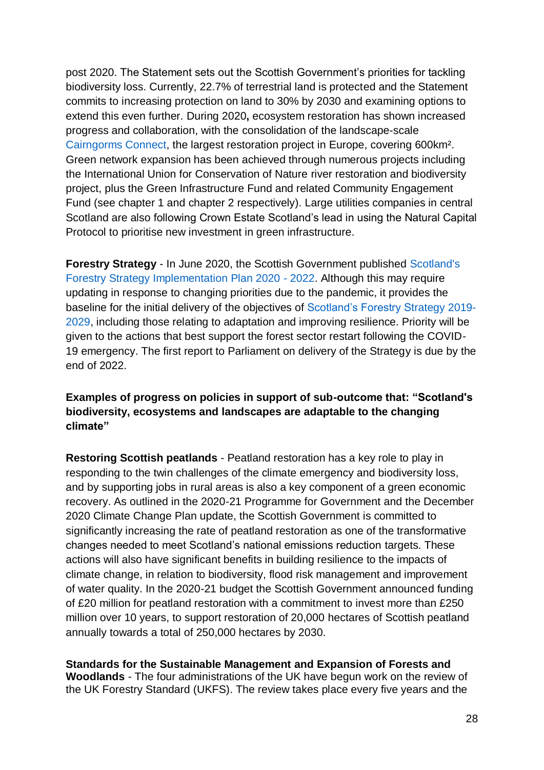post 2020. The Statement sets out the Scottish Government's priorities for tackling biodiversity loss. Currently, 22.7% of terrestrial land is protected and the Statement commits to increasing protection on land to 30% by 2030 and examining options to extend this even further. During 2020**,** ecosystem restoration has shown increased progress and collaboration, with the consolidation of the landscape-scale Cairngorms Connect, the largest restoration project in Europe, covering 600km². Green network expansion has been achieved through numerous projects including the International Union for Conservation of Nature river restoration and biodiversity project, plus the Green Infrastructure Fund and related Community Engagement Fund (see chapter 1 and chapter 2 respectively). Large utilities companies in central Scotland are also following Crown Estate Scotland's lead in using the Natural Capital Protocol to prioritise new investment in green infrastructure.

**Forestry Strategy** - In June 2020, the Scottish Government published Scotland's Forestry Strategy Implementation Plan 2020 - 2022. Although this may require updating in response to changing priorities due to the pandemic, it provides the baseline for the initial delivery of the objectives of Scotland's Forestry Strategy 2019-2029, including those relating to adaptation and improving resilience. Priority will be given to the actions that best support the forest sector restart following the COVID-19 emergency. The first report to Parliament on delivery of the Strategy is due by the end of 2022.

**Examples of progress on policies in support of sub-outcome that: "Scotland's biodiversity, ecosystems and landscapes are adaptable to the changing climate"**

**Restoring Scottish peatlands** - Peatland restoration has a key role to play in responding to the twin challenges of the climate emergency and biodiversity loss, and by supporting jobs in rural areas is also a key component of a green economic recovery. As outlined in the 2020-21 Programme for Government and the December 2020 Climate Change Plan update, the Scottish Government is committed to significantly increasing the rate of peatland restoration as one of the transformative changes needed to meet Scotland's national emissions reduction targets. These actions will also have significant benefits in building resilience to the impacts of climate change, in relation to biodiversity, flood risk management and improvement of water quality. In the 2020-21 budget the Scottish Government announced funding of £20 million for peatland restoration with a commitment to invest more than £250 million over 10 years, to support restoration of 20,000 hectares of Scottish peatland annually towards a total of 250,000 hectares by 2030.

**Standards for the Sustainable Management and Expansion of Forests and Woodlands** - The four administrations of the UK have begun work on the review of the UK Forestry Standard (UKFS). The review takes place every five years and the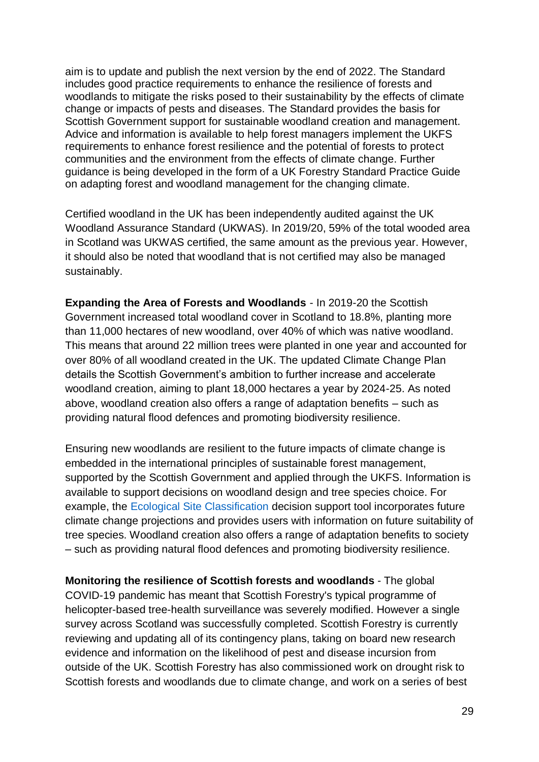aim is to update and publish the next version by the end of 2022. The Standard includes good practice requirements to enhance the resilience of forests and woodlands to mitigate the risks posed to their sustainability by the effects of climate change or impacts of pests and diseases. The Standard provides the basis for Scottish Government support for sustainable woodland creation and management. Advice and information is available to help forest managers implement the UKFS requirements to enhance forest resilience and the potential of forests to protect communities and the environment from the effects of climate change. Further guidance is being developed in the form of a UK Forestry Standard Practice Guide on adapting forest and woodland management for the changing climate.

Certified woodland in the UK has been independently audited against the UK Woodland Assurance Standard (UKWAS). In 2019/20, 59% of the total wooded area in Scotland was UKWAS certified, the same amount as the previous year. However, it should also be noted that woodland that is not certified may also be managed sustainably.

**Expanding the Area of Forests and Woodlands** - In 2019-20 the Scottish Government increased total woodland cover in Scotland to 18.8%, planting more than 11,000 hectares of new woodland, over 40% of which was native woodland. This means that around 22 million trees were planted in one year and accounted for over 80% of all woodland created in the UK. The updated Climate Change Plan details the Scottish Government's ambition to further increase and accelerate woodland creation, aiming to plant 18,000 hectares a year by 2024-25. As noted above, woodland creation also offers a range of adaptation benefits – such as providing natural flood defences and promoting biodiversity resilience.

Ensuring new woodlands are resilient to the future impacts of climate change is embedded in the international principles of sustainable forest management, supported by the Scottish Government and applied through the UKFS. Information is available to support decisions on woodland design and tree species choice. For example, the Ecological Site Classification decision support tool incorporates future climate change projections and provides users with information on future suitability of tree species. Woodland creation also offers a range of adaptation benefits to society – such as providing natural flood defences and promoting biodiversity resilience.

**Monitoring the resilience of Scottish forests and woodlands** - The global COVID-19 pandemic has meant that Scottish Forestry's typical programme of helicopter-based tree-health surveillance was severely modified. However a single survey across Scotland was successfully completed. Scottish Forestry is currently reviewing and updating all of its contingency plans, taking on board new research evidence and information on the likelihood of pest and disease incursion from outside of the UK. Scottish Forestry has also commissioned work on drought risk to Scottish forests and woodlands due to climate change, and work on a series of best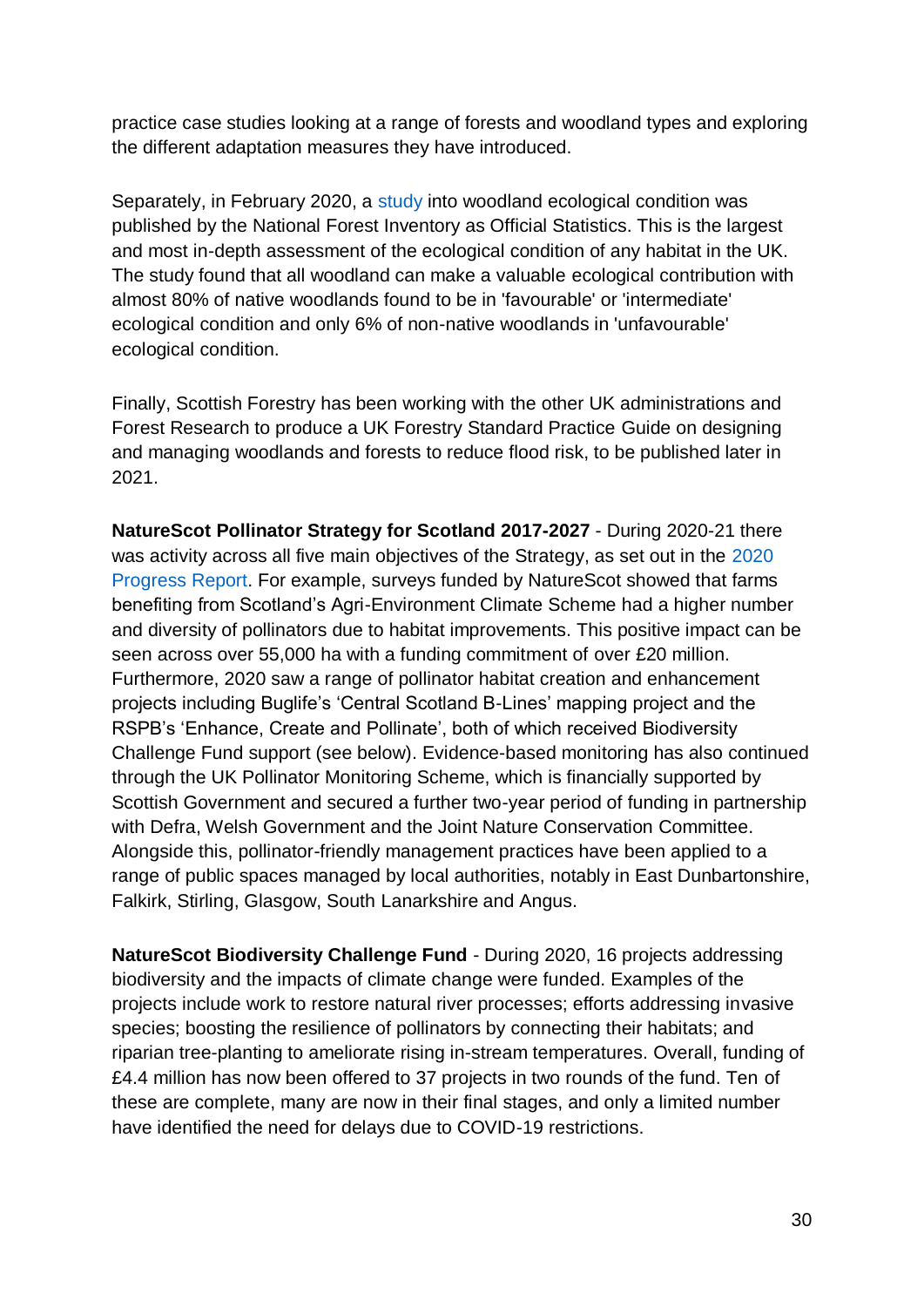practice case studies looking at a range of forests and woodland types and exploring the different adaptation measures they have introduced.

Separately, in February 2020, a study into woodland ecological condition was published by the National Forest Inventory as Official Statistics. This is the largest and most in-depth assessment of the ecological condition of any habitat in the UK. The study found that all woodland can make a valuable ecological contribution with almost 80% of native woodlands found to be in 'favourable' or 'intermediate' ecological condition and only 6% of non-native woodlands in 'unfavourable' ecological condition.

Finally, Scottish Forestry has been working with the other UK administrations and Forest Research to produce a UK Forestry Standard Practice Guide on designing and managing woodlands and forests to reduce flood risk, to be published later in 2021.

**NatureScot Pollinator Strategy for Scotland 2017-2027** - During 2020-21 there was activity across all five main objectives of the Strategy, as set out in the 2020 Progress Report. For example, surveys funded by NatureScot showed that farms benefiting from Scotland's Agri-Environment Climate Scheme had a higher number and diversity of pollinators due to habitat improvements. This positive impact can be seen across over 55,000 ha with a funding commitment of over £20 million. Furthermore, 2020 saw a range of pollinator habitat creation and enhancement projects including Buglife's 'Central Scotland B-Lines' mapping project and the RSPB's 'Enhance, Create and Pollinate', both of which received Biodiversity Challenge Fund support (see below). Evidence-based monitoring has also continued through the UK Pollinator Monitoring Scheme, which is financially supported by Scottish Government and secured a further two-year period of funding in partnership with Defra, Welsh Government and the Joint Nature Conservation Committee. Alongside this, pollinator-friendly management practices have been applied to a range of public spaces managed by local authorities, notably in East Dunbartonshire, Falkirk, Stirling, Glasgow, South Lanarkshire and Angus.

**NatureScot Biodiversity Challenge Fund** - During 2020, 16 projects addressing biodiversity and the impacts of climate change were funded. Examples of the projects include work to restore natural river processes; efforts addressing invasive species; boosting the resilience of pollinators by connecting their habitats; and riparian tree-planting to ameliorate rising in-stream temperatures. Overall, funding of £4.4 million has now been offered to 37 projects in two rounds of the fund. Ten of these are complete, many are now in their final stages, and only a limited number have identified the need for delays due to COVID-19 restrictions.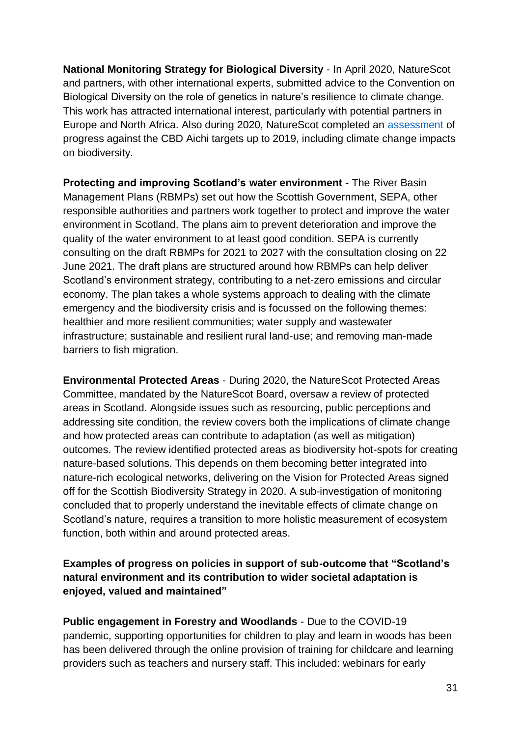**National Monitoring Strategy for Biological Diversity** - In April 2020, NatureScot and partners, with other international experts, submitted advice to the Convention on Biological Diversity on the role of genetics in nature's resilience to climate change. This work has attracted international interest, particularly with potential partners in Europe and North Africa. Also during 2020, NatureScot completed an assessment of progress against the CBD Aichi targets up to 2019, including climate change impacts on biodiversity.

**Protecting and improving Scotland's water environment** - The River Basin Management Plans (RBMPs) set out how the Scottish Government, SEPA, other responsible authorities and partners work together to protect and improve the water environment in Scotland. The plans aim to prevent deterioration and improve the quality of the water environment to at least good condition. SEPA is currently consulting on the draft RBMPs for 2021 to 2027 with the consultation closing on 22 June 2021. The draft plans are structured around how RBMPs can help deliver Scotland's environment strategy, contributing to a net-zero emissions and circular economy. The plan takes a whole systems approach to dealing with the climate emergency and the biodiversity crisis and is focussed on the following themes: healthier and more resilient communities; water supply and wastewater infrastructure; sustainable and resilient rural land-use; and removing man-made barriers to fish migration.

**Environmental Protected Areas** - During 2020, the NatureScot Protected Areas Committee, mandated by the NatureScot Board, oversaw a review of protected areas in Scotland. Alongside issues such as resourcing, public perceptions and addressing site condition, the review covers both the implications of climate change and how protected areas can contribute to adaptation (as well as mitigation) outcomes. The review identified protected areas as biodiversity hot-spots for creating nature-based solutions. This depends on them becoming better integrated into nature-rich ecological networks, delivering on the Vision for Protected Areas signed off for the Scottish Biodiversity Strategy in 2020. A sub-investigation of monitoring concluded that to properly understand the inevitable effects of climate change on Scotland's nature, requires a transition to more holistic measurement of ecosystem function, both within and around protected areas.

**Examples of progress on policies in support of sub-outcome that "Scotland's natural environment and its contribution to wider societal adaptation is enjoyed, valued and maintained"**

**Public engagement in Forestry and Woodlands** - Due to the COVID-19 pandemic, supporting opportunities for children to play and learn in woods has been has been delivered through the online provision of training for childcare and learning providers such as teachers and nursery staff. This included: webinars for early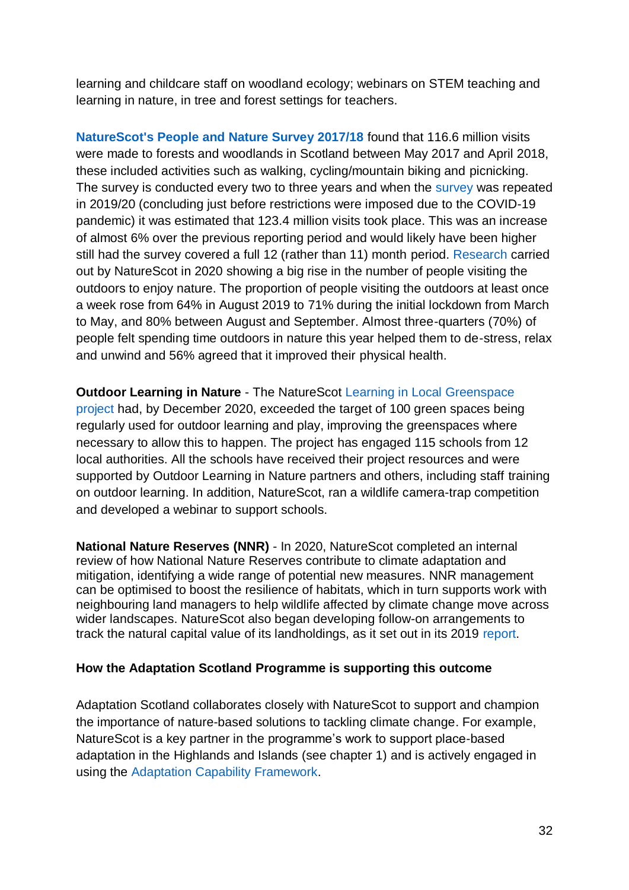learning and childcare staff on woodland ecology; webinars on STEM teaching and learning in nature, in tree and forest settings for teachers.

**NatureScot's People and Nature Survey 2017/18** found that 116.6 million visits were made to forests and woodlands in Scotland between May 2017 and April 2018, these included activities such as walking, cycling/mountain biking and picnicking. The survey is conducted every two to three years and when the survey was repeated in 2019/20 (concluding just before restrictions were imposed due to the COVID-19 pandemic) it was estimated that 123.4 million visits took place. This was an increase of almost 6% over the previous reporting period and would likely have been higher still had the survey covered a full 12 (rather than 11) month period. Research carried out by NatureScot in 2020 showing a big rise in the number of people visiting the outdoors to enjoy nature. The proportion of people visiting the outdoors at least once a week rose from 64% in August 2019 to 71% during the initial lockdown from March to May, and 80% between August and September. Almost three-quarters (70%) of people felt spending time outdoors in nature this year helped them to de-stress, relax and unwind and 56% agreed that it improved their physical health.

**Outdoor Learning in Nature** - The NatureScot Learning in Local Greenspace project had, by December 2020, exceeded the target of 100 green spaces being regularly used for outdoor learning and play, improving the greenspaces where necessary to allow this to happen. The project has engaged 115 schools from 12 local authorities. All the schools have received their project resources and were supported by Outdoor Learning in Nature partners and others, including staff training on outdoor learning. In addition, NatureScot, ran a wildlife camera-trap competition and developed a webinar to support schools.

**National Nature Reserves (NNR)** - In 2020, NatureScot completed an internal review of how National Nature Reserves contribute to climate adaptation and mitigation, identifying a wide range of potential new measures. NNR management can be optimised to boost the resilience of habitats, which in turn supports work with neighbouring land managers to help wildlife affected by climate change move across wider landscapes. NatureScot also began developing follow-on arrangements to track the natural capital value of its landholdings, as it set out in its 2019 report.

**How the Adaptation Scotland Programme is supporting this outcome**

Adaptation Scotland collaborates closely with NatureScot to support and champion the importance of nature-based solutions to tackling climate change. For example, NatureScot is a key partner in the programme's work to support place-based adaptation in the Highlands and Islands (see chapter 1) and is actively engaged in using the Adaptation Capability Framework.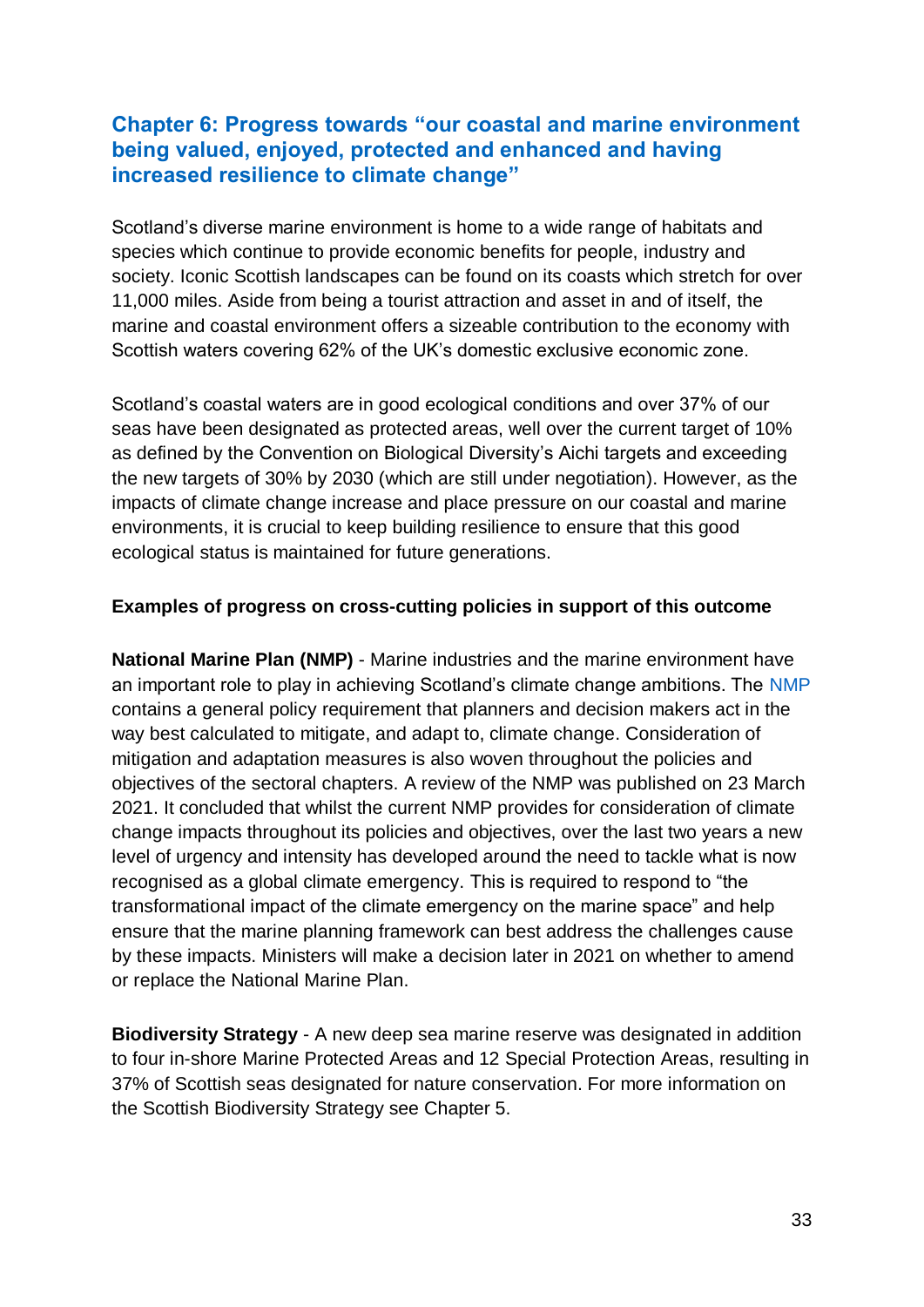## Chapter 6: Progress towards “our coastal and marine environment being valued, enjoyed, protected and enhanced and having increased resilience to climate change”

Scotland’s diverse marine environment is home to a wide range of habitats and species which continue to provide economic benefits for people, industry and society. Iconic Scottish landscapes can be found on its coasts which stretch for over 11,000 miles. Aside from being a tourist attraction and asset in and of itself, the marine and coastal environment offers a sizeable contribution to the economy with Scottish waters covering 62% of the UK’s domestic exclusive economic zone.

Scotland’s coastal waters are in good ecological conditions and over 37% of our seas have been designated as protected areas, well over the current target of 10% as defined by the Convention on Biological Diversity’s Aichi targets and exceeding the new targets of 30% by 2030 (which are still under negotiation). However, as the impacts of climate change increase and place pressure on our coastal and marine environments, it is crucial to keep building resilience to ensure that this good ecological status is maintained for future generations.

**Examples of progress on cross-cutting policies in support of this outcome**

**National Marine Plan (NMP)** - Marine industries and the marine environment have an important role to play in achieving Scotland’s climate change ambitions. The NMP contains a general policy requirement that planners and decision makers act in the way best calculated to mitigate, and adapt to, climate change. Consideration of mitigation and adaptation measures is also woven throughout the policies and objectives of the sectoral chapters. A review of the NMP was published on 23 March 2021. It concluded that whilst the current NMP provides for consideration of climate change impacts throughout its policies and objectives, over the last two years a new level of urgency and intensity has developed around the need to tackle what is now recognised as a global climate emergency. This is required to respond to “the transformational impact of the climate emergency on the marine space” and help ensure that the marine planning framework can best address the challenges cause by these impacts. Ministers will make a decision later in 2021 on whether to amend or replace the National Marine Plan.

**Biodiversity Strategy** - A new deep sea marine reserve was designated in addition to four in-shore Marine Protected Areas and 12 Special Protection Areas, resulting in 37% of Scottish seas designated for nature conservation. For more information on the Scottish Biodiversity Strategy see Chapter 5.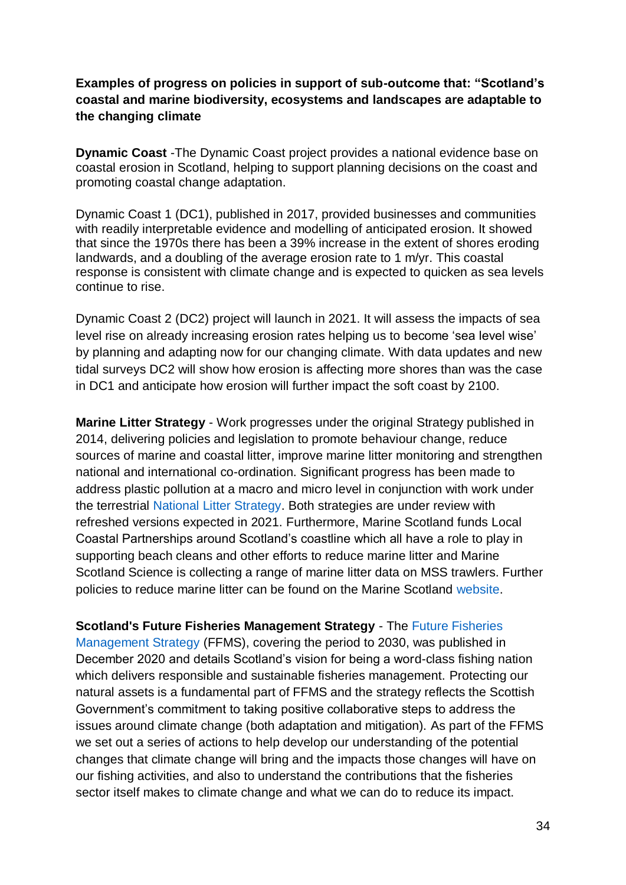**Examples of progress on policies in support of sub-outcome that: "Scotland's coastal and marine biodiversity, ecosystems and landscapes are adaptable to the changing climate**

**Dynamic Coast** -The Dynamic Coast project provides a national evidence base on coastal erosion in Scotland, helping to support planning decisions on the coast and promoting coastal change adaptation.

Dynamic Coast 1 (DC1), published in 2017, provided businesses and communities with readily interpretable evidence and modelling of anticipated erosion. It showed that since the 1970s there has been a 39% increase in the extent of shores eroding landwards, and a doubling of the average erosion rate to 1 m/yr. This coastal response is consistent with climate change and is expected to quicken as sea levels continue to rise.

Dynamic Coast 2 (DC2) project will launch in 2021. It will assess the impacts of sea level rise on already increasing erosion rates helping us to become 'sea level wise' by planning and adapting now for our changing climate. With data updates and new tidal surveys DC2 will show how erosion is affecting more shores than was the case in DC1 and anticipate how erosion will further impact the soft coast by 2100.

**Marine Litter Strategy** - Work progresses under the original Strategy published in 2014, delivering policies and legislation to promote behaviour change, reduce sources of marine and coastal litter, improve marine litter monitoring and strengthen national and international co-ordination. Significant progress has been made to address plastic pollution at a macro and micro level in conjunction with work under the terrestrial National Litter Strategy. Both strategies are under review with refreshed versions expected in 2021. Furthermore, Marine Scotland funds Local Coastal Partnerships around Scotland's coastline which all have a role to play in supporting beach cleans and other efforts to reduce marine litter and Marine Scotland Science is collecting a range of marine litter data on MSS trawlers. Further policies to reduce marine litter can be found on the Marine Scotland website.

**Scotland's Future Fisheries Management Strategy** - The Future Fisheries Management Strategy (FFMS), covering the period to 2030, was published in December 2020 and details Scotland's vision for being a word-class fishing nation which delivers responsible and sustainable fisheries management. Protecting our natural assets is a fundamental part of FFMS and the strategy reflects the Scottish Government's commitment to taking positive collaborative steps to address the issues around climate change (both adaptation and mitigation). As part of the FFMS we set out a series of actions to help develop our understanding of the potential changes that climate change will bring and the impacts those changes will have on our fishing activities, and also to understand the contributions that the fisheries sector itself makes to climate change and what we can do to reduce its impact.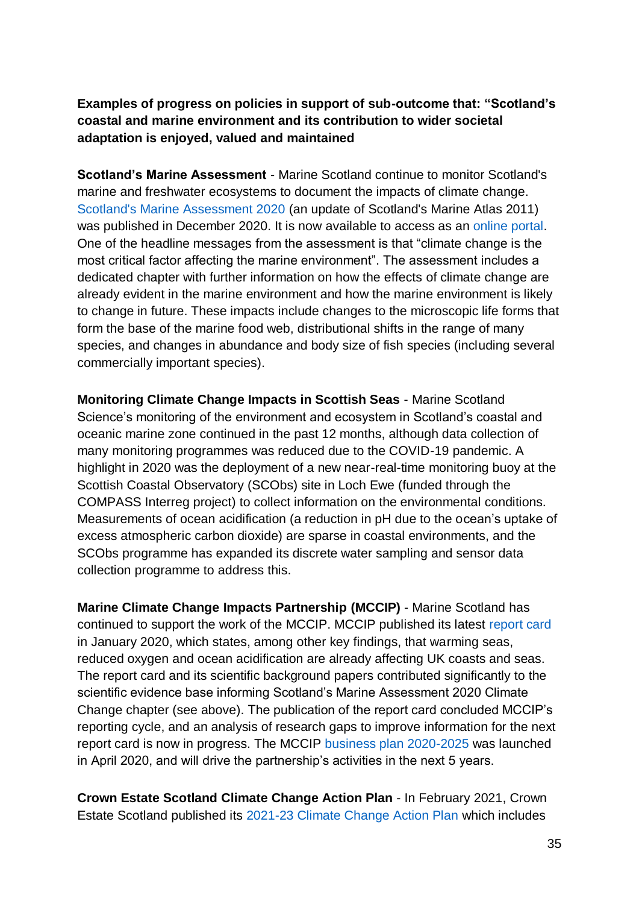**Examples of progress on policies in support of sub-outcome that: "Scotland's coastal and marine environment and its contribution to wider societal adaptation is enjoyed, valued and maintained**

**Scotland's Marine Assessment** - Marine Scotland continue to monitor Scotland's marine and freshwater ecosystems to document the impacts of climate change. Scotland's Marine Assessment 2020 (an update of Scotland's Marine Atlas 2011) was published in December 2020. It is now available to access as an online portal. One of the headline messages from the assessment is that "climate change is the most critical factor affecting the marine environment". The assessment includes a dedicated chapter with further information on how the effects of climate change are already evident in the marine environment and how the marine environment is likely to change in future. These impacts include changes to the microscopic life forms that form the base of the marine food web, distributional shifts in the range of many species, and changes in abundance and body size of fish species (including several commercially important species).

**Monitoring Climate Change Impacts in Scottish Seas** - Marine Scotland Science's monitoring of the environment and ecosystem in Scotland's coastal and oceanic marine zone continued in the past 12 months, although data collection of many monitoring programmes was reduced due to the COVID-19 pandemic. A highlight in 2020 was the deployment of a new near-real-time monitoring buoy at the Scottish Coastal Observatory (SCObs) site in Loch Ewe (funded through the COMPASS Interreg project) to collect information on the environmental conditions. Measurements of ocean acidification (a reduction in pH due to the ocean's uptake of excess atmospheric carbon dioxide) are sparse in coastal environments, and the SCObs programme has expanded its discrete water sampling and sensor data collection programme to address this.

**Marine Climate Change Impacts Partnership (MCCIP)** - Marine Scotland has continued to support the work of the MCCIP. MCCIP published its latest report card in January 2020, which states, among other key findings, that warming seas, reduced oxygen and ocean acidification are already affecting UK coasts and seas. The report card and its scientific background papers contributed significantly to the scientific evidence base informing Scotland's Marine Assessment 2020 Climate Change chapter (see above). The publication of the report card concluded MCCIP's reporting cycle, and an analysis of research gaps to improve information for the next report card is now in progress. The MCCIP business plan 2020-2025 was launched in April 2020, and will drive the partnership's activities in the next 5 years.

**Crown Estate Scotland Climate Change Action Plan** - In February 2021, Crown Estate Scotland published its 2021-23 Climate Change Action Plan which includes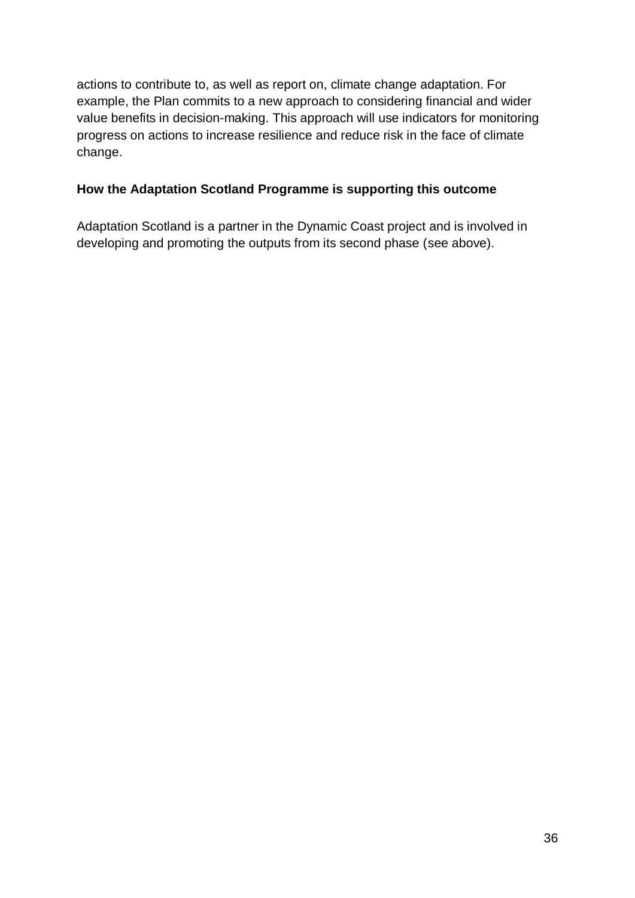actions to contribute to, as well as report on, climate change adaptation. For example, the Plan commits to a new approach to considering financial and wider value benefits in decision-making. This approach will use indicators for monitoring progress on actions to increase resilience and reduce risk in the face of climate change.

**How the Adaptation Scotland Programme is supporting this outcome**

Adaptation Scotland is a partner in the Dynamic Coast project and is involved in developing and promoting the outputs from its second phase (see above).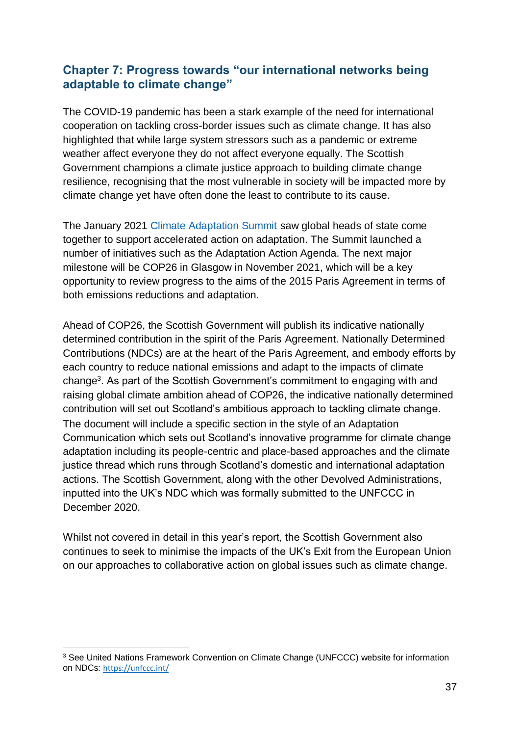## Chapter 7: Progress towards "our international networks being adaptable to climate change"

The COVID-19 pandemic has been a stark example of the need for international cooperation on tackling cross-border issues such as climate change. It has also highlighted that while large system stressors such as a pandemic or extreme weather affect everyone they do not affect everyone equally. The Scottish Government champions a climate justice approach to building climate change resilience, recognising that the most vulnerable in society will be impacted more by climate change yet have often done the least to contribute to its cause.

The January 2021 Climate Adaptation Summit saw global heads of state come together to support accelerated action on adaptation. The Summit launched a number of initiatives such as the Adaptation Action Agenda. The next major milestone will be COP26 in Glasgow in November 2021, which will be a key opportunity to review progress to the aims of the 2015 Paris Agreement in terms of both emissions reductions and adaptation.

Ahead of COP26, the Scottish Government will publish its indicative nationally determined contribution in the spirit of the Paris Agreement. Nationally Determined Contributions (NDCs) are at the heart of the Paris Agreement, and embody efforts by each country to reduce national emissions and adapt to the impacts of climate change[3]. As part of the Scottish Government's commitment to engaging with and raising global climate ambition ahead of COP26, the indicative nationally determined contribution will set out Scotland's ambitious approach to tackling climate change. The document will include a specific section in the style of an Adaptation Communication which sets out Scotland's innovative programme for climate change adaptation including its people-centric and place-based approaches and the climate justice thread which runs through Scotland's domestic and international adaptation actions. The Scottish Government, along with the other Devolved Administrations, inputted into the UK's NDC which was formally submitted to the UNFCCC in December 2020.

Whilst not covered in detail in this year's report, the Scottish Government also continues to seek to minimise the impacts of the UK's Exit from the European Union on our approaches to collaborative action on global issues such as climate change.

[3] See United Nations Framework Convention on Climate Change (UNFCCC) website for information on NDCs: https://unfccc.int/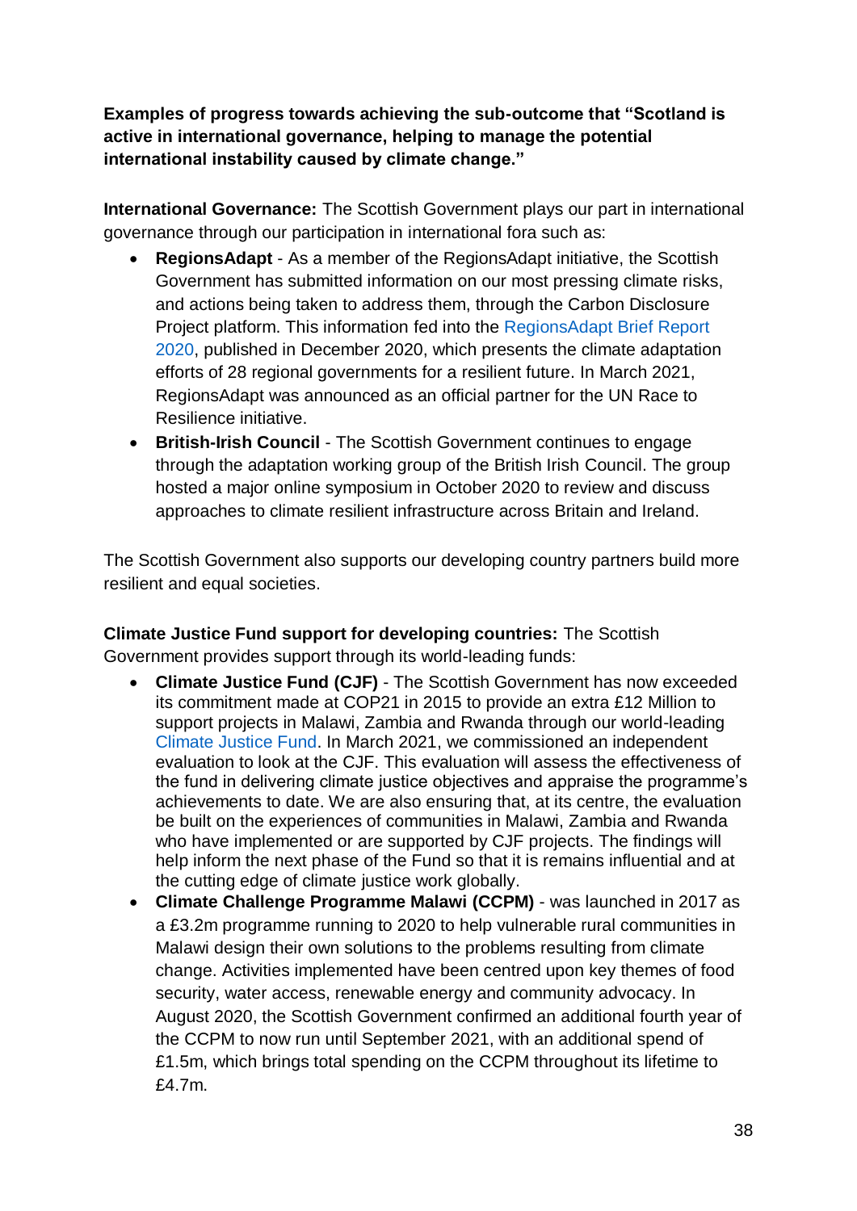**Examples of progress towards achieving the sub-outcome that "Scotland is active in international governance, helping to manage the potential international instability caused by climate change."**

**International Governance:** The Scottish Government plays our part in international governance through our participation in international fora such as:

- **RegionsAdapt** - As a member of the RegionsAdapt initiative, the Scottish Government has submitted information on our most pressing climate risks, and actions being taken to address them, through the Carbon Disclosure Project platform. This information fed into the RegionsAdapt Brief Report 2020, published in December 2020, which presents the climate adaptation efforts of 28 regional governments for a resilient future. In March 2021, RegionsAdapt was announced as an official partner for the UN Race to Resilience initiative.
- **British-Irish Council** - The Scottish Government continues to engage through the adaptation working group of the British Irish Council. The group hosted a major online symposium in October 2020 to review and discuss approaches to climate resilient infrastructure across Britain and Ireland.

The Scottish Government also supports our developing country partners build more resilient and equal societies.

**Climate Justice Fund support for developing countries:** The Scottish Government provides support through its world-leading funds:

- **Climate Justice Fund (CJF)** - The Scottish Government has now exceeded its commitment made at COP21 in 2015 to provide an extra £12 Million to support projects in Malawi, Zambia and Rwanda through our world-leading Climate Justice Fund. In March 2021, we commissioned an independent evaluation to look at the CJF. This evaluation will assess the effectiveness of the fund in delivering climate justice objectives and appraise the programme's achievements to date. We are also ensuring that, at its centre, the evaluation be built on the experiences of communities in Malawi, Zambia and Rwanda who have implemented or are supported by CJF projects. The findings will help inform the next phase of the Fund so that it is remains influential and at the cutting edge of climate justice work globally.
- **Climate Challenge Programme Malawi (CCPM)** - was launched in 2017 as a £3.2m programme running to 2020 to help vulnerable rural communities in Malawi design their own solutions to the problems resulting from climate change. Activities implemented have been centred upon key themes of food security, water access, renewable energy and community advocacy. In August 2020, the Scottish Government confirmed an additional fourth year of the CCPM to now run until September 2021, with an additional spend of £1.5m, which brings total spending on the CCPM throughout its lifetime to £4.7m.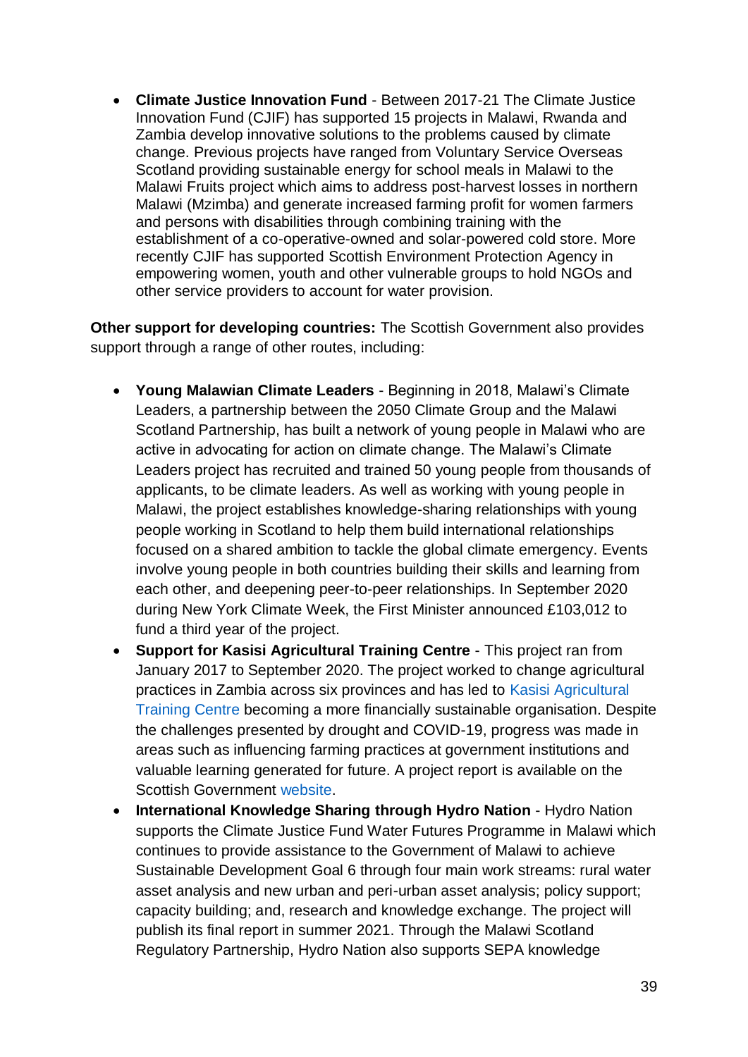- **Climate Justice Innovation Fund** - Between 2017-21 The Climate Justice Innovation Fund (CJIF) has supported 15 projects in Malawi, Rwanda and Zambia develop innovative solutions to the problems caused by climate change. Previous projects have ranged from Voluntary Service Overseas Scotland providing sustainable energy for school meals in Malawi to the Malawi Fruits project which aims to address post-harvest losses in northern Malawi (Mzimba) and generate increased farming profit for women farmers and persons with disabilities through combining training with the establishment of a co-operative-owned and solar-powered cold store. More recently CJIF has supported Scottish Environment Protection Agency in empowering women, youth and other vulnerable groups to hold NGOs and other service providers to account for water provision.

**Other support for developing countries:** The Scottish Government also provides support through a range of other routes, including:

- **Young Malawian Climate Leaders** - Beginning in 2018, Malawi's Climate Leaders, a partnership between the 2050 Climate Group and the Malawi Scotland Partnership, has built a network of young people in Malawi who are active in advocating for action on climate change. The Malawi's Climate Leaders project has recruited and trained 50 young people from thousands of applicants, to be climate leaders. As well as working with young people in Malawi, the project establishes knowledge-sharing relationships with young people working in Scotland to help them build international relationships focused on a shared ambition to tackle the global climate emergency. Events involve young people in both countries building their skills and learning from each other, and deepening peer-to-peer relationships. In September 2020 during New York Climate Week, the First Minister announced £103,012 to fund a third year of the project.
- **Support for Kasisi Agricultural Training Centre** - This project ran from January 2017 to September 2020. The project worked to change agricultural practices in Zambia across six provinces and has led to Kasisi Agricultural Training Centre becoming a more financially sustainable organisation. Despite the challenges presented by drought and COVID-19, progress was made in areas such as influencing farming practices at government institutions and valuable learning generated for future. A project report is available on the Scottish Government website.
- **International Knowledge Sharing through Hydro Nation** - Hydro Nation supports the Climate Justice Fund Water Futures Programme in Malawi which continues to provide assistance to the Government of Malawi to achieve Sustainable Development Goal 6 through four main work streams: rural water asset analysis and new urban and peri-urban asset analysis; policy support; capacity building; and, research and knowledge exchange. The project will publish its final report in summer 2021. Through the Malawi Scotland Regulatory Partnership, Hydro Nation also supports SEPA knowledge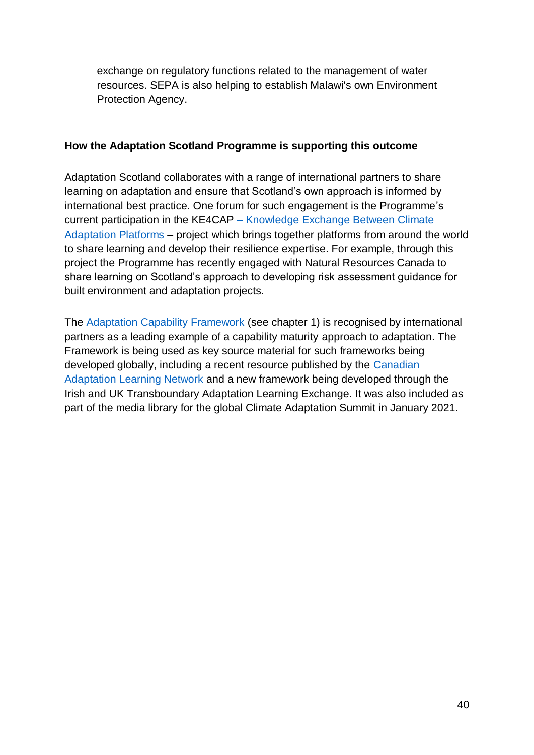exchange on regulatory functions related to the management of water resources. SEPA is also helping to establish Malawi's own Environment Protection Agency.

**How the Adaptation Scotland Programme is supporting this outcome**

Adaptation Scotland collaborates with a range of international partners to share learning on adaptation and ensure that Scotland's own approach is informed by international best practice. One forum for such engagement is the Programme's current participation in the KE4CAP – Knowledge Exchange Between Climate Adaptation Platforms – project which brings together platforms from around the world to share learning and develop their resilience expertise. For example, through this project the Programme has recently engaged with Natural Resources Canada to share learning on Scotland's approach to developing risk assessment guidance for built environment and adaptation projects.

The Adaptation Capability Framework (see chapter 1) is recognised by international partners as a leading example of a capability maturity approach to adaptation. The Framework is being used as key source material for such frameworks being developed globally, including a recent resource published by the Canadian Adaptation Learning Network and a new framework being developed through the Irish and UK Transboundary Adaptation Learning Exchange. It was also included as part of the media library for the global Climate Adaptation Summit in January 2021.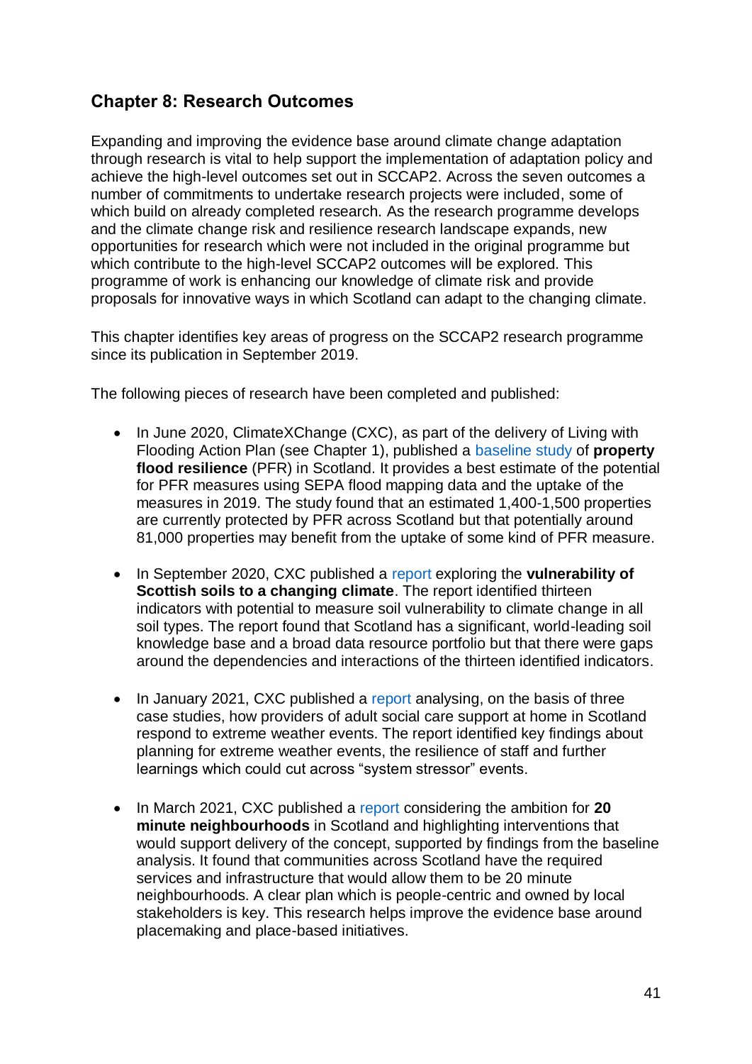## Chapter 8: Research Outcomes

Expanding and improving the evidence base around climate change adaptation through research is vital to help support the implementation of adaptation policy and achieve the high-level outcomes set out in SCCAP2. Across the seven outcomes a number of commitments to undertake research projects were included, some of which build on already completed research. As the research programme develops and the climate change risk and resilience research landscape expands, new opportunities for research which were not included in the original programme but which contribute to the high-level SCCAP2 outcomes will be explored. This programme of work is enhancing our knowledge of climate risk and provide proposals for innovative ways in which Scotland can adapt to the changing climate.

This chapter identifies key areas of progress on the SCCAP2 research programme since its publication in September 2019.

The following pieces of research have been completed and published:

- In June 2020, ClimateXChange (CXC), as part of the delivery of Living with Flooding Action Plan (see Chapter 1), published a baseline study of **property flood resilience** (PFR) in Scotland. It provides a best estimate of the potential for PFR measures using SEPA flood mapping data and the uptake of the measures in 2019. The study found that an estimated 1,400-1,500 properties are currently protected by PFR across Scotland but that potentially around 81,000 properties may benefit from the uptake of some kind of PFR measure.

- In September 2020, CXC published a report exploring the **vulnerability of Scottish soils to a changing climate**. The report identified thirteen indicators with potential to measure soil vulnerability to climate change in all soil types. The report found that Scotland has a significant, world-leading soil knowledge base and a broad data resource portfolio but that there were gaps around the dependencies and interactions of the thirteen identified indicators.

- In January 2021, CXC published a report analysing, on the basis of three case studies, how providers of adult social care support at home in Scotland respond to extreme weather events. The report identified key findings about planning for extreme weather events, the resilience of staff and further learnings which could cut across "system stressor" events.

- In March 2021, CXC published a report considering the ambition for **20 minute neighbourhoods** in Scotland and highlighting interventions that would support delivery of the concept, supported by findings from the baseline analysis. It found that communities across Scotland have the required services and infrastructure that would allow them to be 20 minute neighbourhoods. A clear plan which is people-centric and owned by local stakeholders is key. This research helps improve the evidence base around placemaking and place-based initiatives.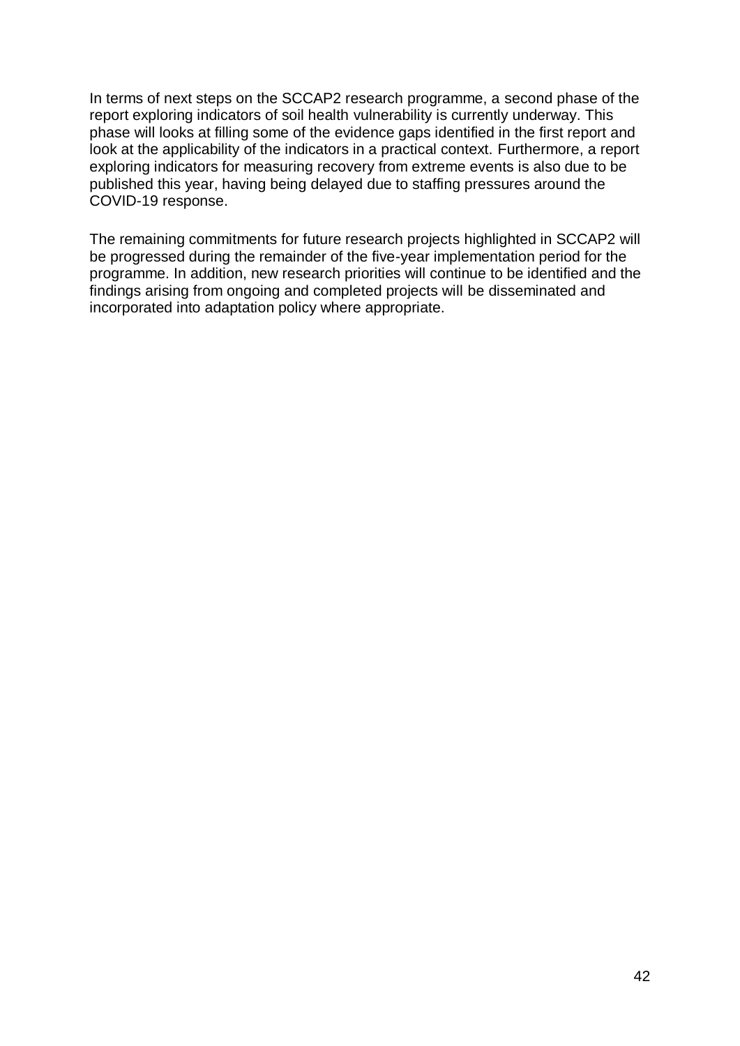In terms of next steps on the SCCAP2 research programme, a second phase of the report exploring indicators of soil health vulnerability is currently underway. This phase will looks at filling some of the evidence gaps identified in the first report and look at the applicability of the indicators in a practical context. Furthermore, a report exploring indicators for measuring recovery from extreme events is also due to be published this year, having being delayed due to staffing pressures around the COVID-19 response.

The remaining commitments for future research projects highlighted in SCCAP2 will be progressed during the remainder of the five-year implementation period for the programme. In addition, new research priorities will continue to be identified and the findings arising from ongoing and completed projects will be disseminated and incorporated into adaptation policy where appropriate.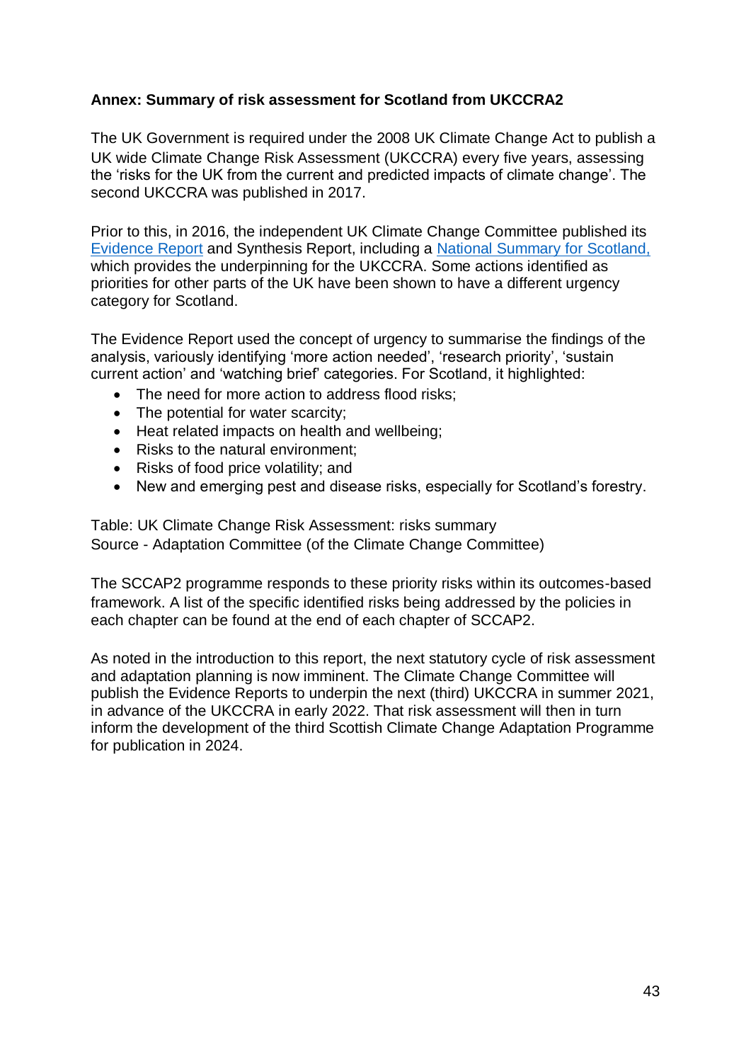**Annex: Summary of risk assessment for Scotland from UKCCRA2**

The UK Government is required under the 2008 UK Climate Change Act to publish a UK wide Climate Change Risk Assessment (UKCCRA) every five years, assessing the 'risks for the UK from the current and predicted impacts of climate change'. The second UKCCRA was published in 2017.

Prior to this, in 2016, the independent UK Climate Change Committee published its Evidence Report and Synthesis Report, including a National Summary for Scotland, which provides the underpinning for the UKCCRA. Some actions identified as priorities for other parts of the UK have been shown to have a different urgency category for Scotland.

The Evidence Report used the concept of urgency to summarise the findings of the analysis, variously identifying 'more action needed', 'research priority', 'sustain current action' and 'watching brief' categories. For Scotland, it highlighted:

- The need for more action to address flood risks;
- The potential for water scarcity;
- Heat related impacts on health and wellbeing;
- Risks to the natural environment;
- Risks of food price volatility; and
- New and emerging pest and disease risks, especially for Scotland's forestry.

Table: UK Climate Change Risk Assessment: risks summary
Source - Adaptation Committee (of the Climate Change Committee)

The SCCAP2 programme responds to these priority risks within its outcomes-based framework. A list of the specific identified risks being addressed by the policies in each chapter can be found at the end of each chapter of SCCAP2.

As noted in the introduction to this report, the next statutory cycle of risk assessment and adaptation planning is now imminent. The Climate Change Committee will publish the Evidence Reports to underpin the next (third) UKCCRA in summer 2021, in advance of the UKCCRA in early 2022. That risk assessment will then in turn inform the development of the third Scottish Climate Change Adaptation Programme for publication in 2024.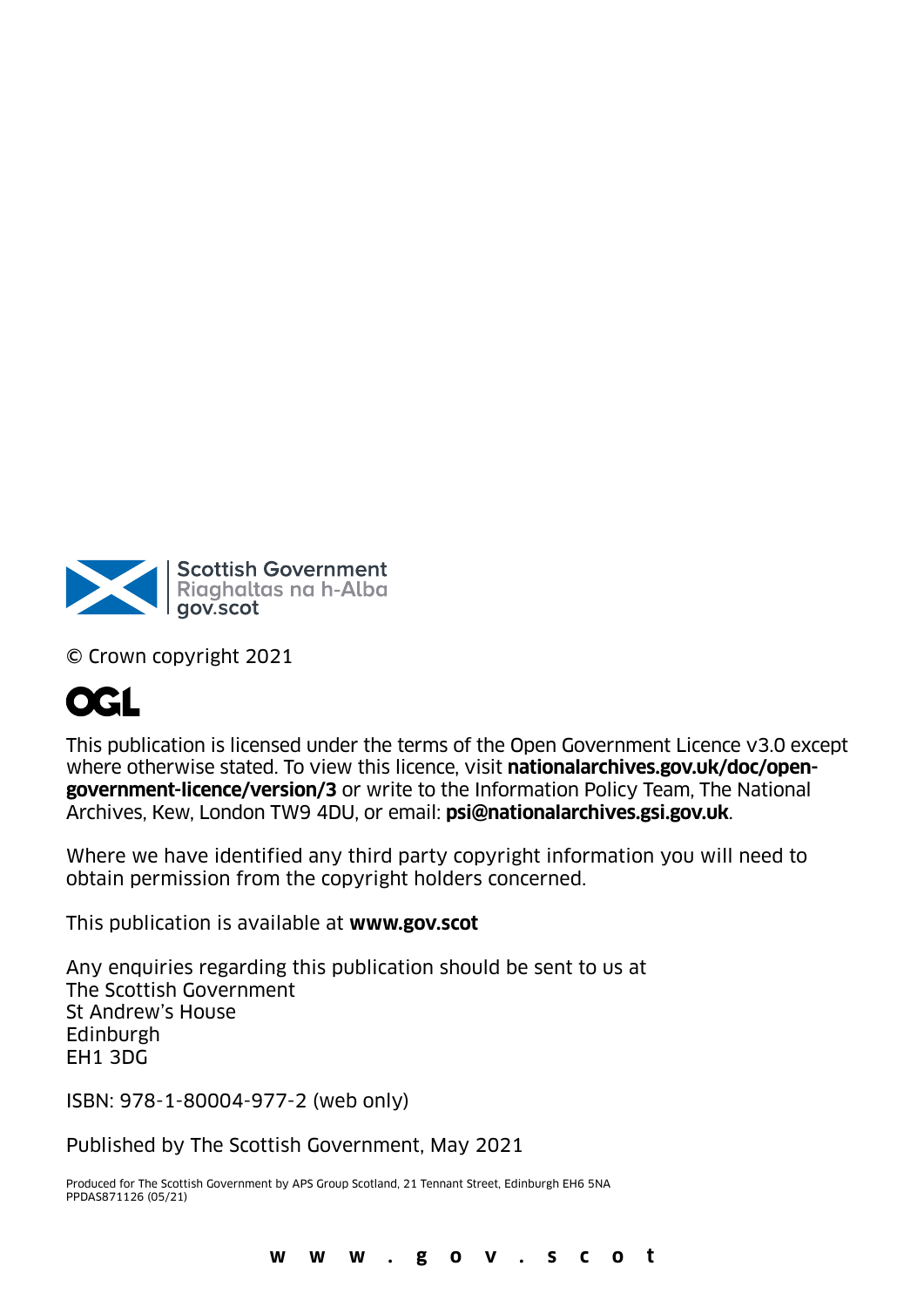Scottish Government
Riaghaltas na h-Alba
gov.scot

© Crown copyright 2021

OGL

This publication is licensed under the terms of the Open Government Licence v3.0 except where otherwise stated. To view this licence, visit **nationalarchives.gov.uk/doc/open-government-licence/version/3** or write to the Information Policy Team, The National Archives, Kew, London TW9 4DU, or email: **psi@nationalarchives.gsi.gov.uk**.

Where we have identified any third party copyright information you will need to obtain permission from the copyright holders concerned.

This publication is available at **www.gov.scot**

Any enquiries regarding this publication should be sent to us at
The Scottish Government
St Andrew's House
Edinburgh
EH1 3DG

ISBN: 978-1-80004-977-2 (web only)

Published by The Scottish Government, May 2021

Produced for The Scottish Government by APS Group Scotland, 21 Tennant Street, Edinburgh EH6 5NA
PPDAS871126 (05/21)

**w w w . g o v . s c o t**